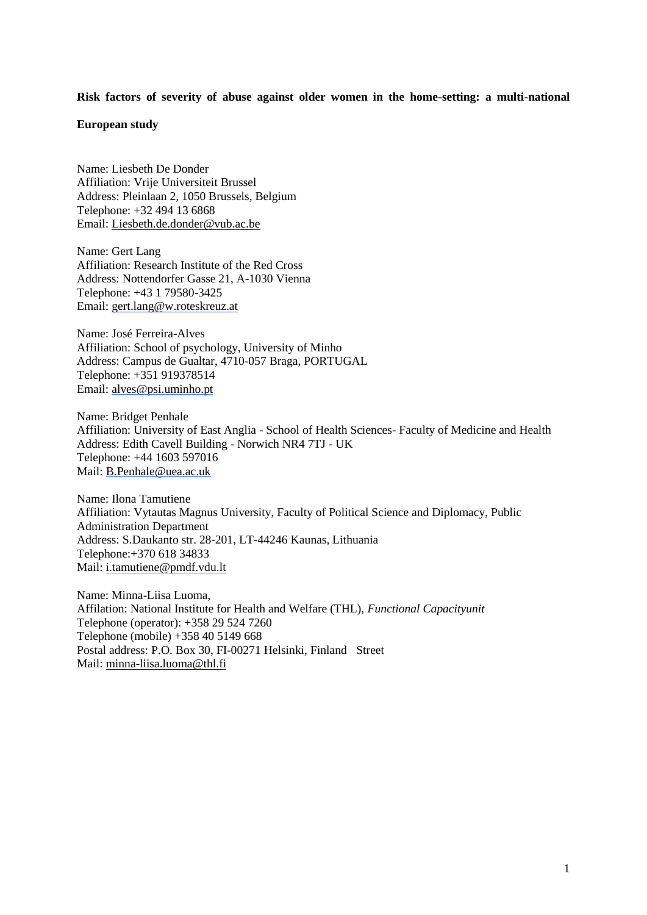**Risk factors of severity of abuse against older women in the home-setting: a multi-national European study**

Name: Liesbeth De Donder
Affiliation: Vrije Universiteit Brussel
Address: Pleinlaan 2, 1050 Brussels, Belgium
Telephone: +32 494 13 6868
Email: Liesbeth.de.donder@vub.ac.be

Name: Gert Lang
Affiliation: Research Institute of the Red Cross
Address: Nottendorfer Gasse 21, A-1030 Vienna
Telephone: +43 1 79580-3425
Email: gert.lang@w.roteskreuz.at

Name: José Ferreira-Alves
Affiliation: School of psychology, University of Minho
Address: Campus de Gualtar, 4710-057 Braga, PORTUGAL
Telephone: +351 919378514
Email: alves@psi.uminho.pt

Name: Bridget Penhale
Affiliation: University of East Anglia - School of Health Sciences- Faculty of Medicine and Health
Address: Edith Cavell Building - Norwich NR4 7TJ - UK
Telephone: +44 1603 597016
Mail: B.Penhale@uea.ac.uk

Name: Ilona Tamutiene
Affiliation: Vytautas Magnus University, Faculty of Political Science and Diplomacy, Public Administration Department
Address: S.Daukanto str. 28-201, LT-44246 Kaunas, Lithuania
Telephone:+370 618 34833
Mail: i.tamutiene@pmdf.vdu.lt

Name: Minna-Liisa Luoma,
Affilation: National Institute for Health and Welfare (THL), *Functional Capacityunit*
Telephone (operator): +358 29 524 7260
Telephone (mobile) +358 40 5149 668
Postal address: P.O. Box 30, FI-00271 Helsinki, Finland Street
Mail: minna-liisa.luoma@thl.fi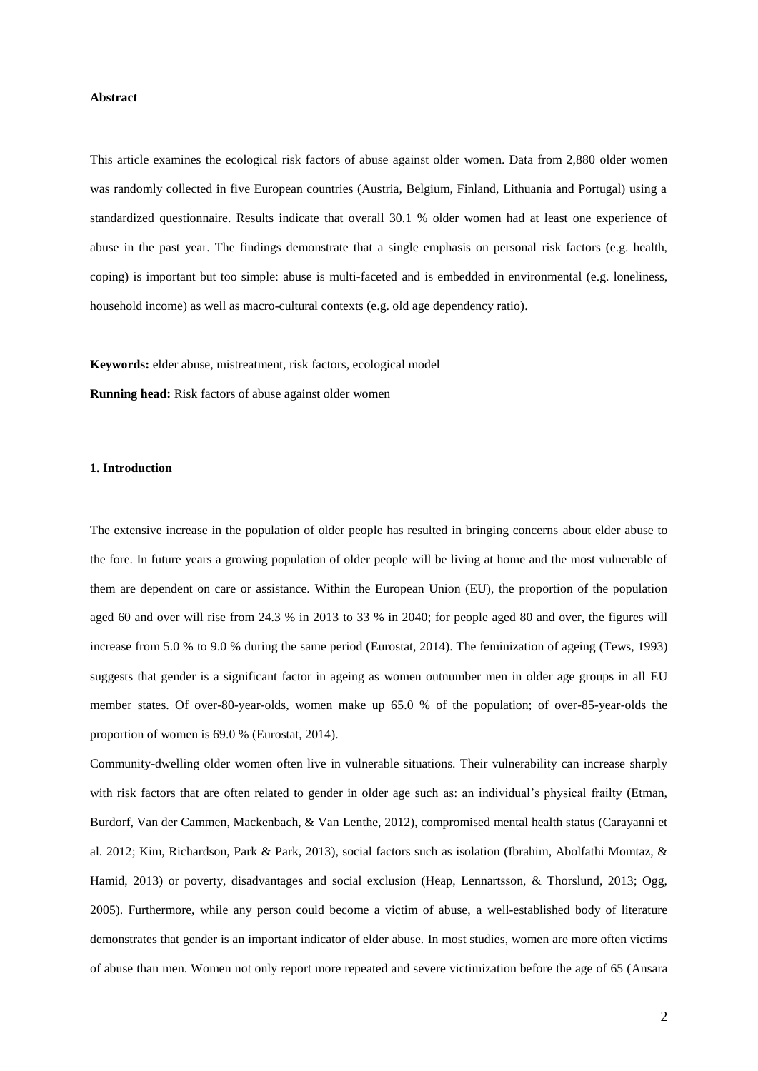**Abstract**

This article examines the ecological risk factors of abuse against older women. Data from 2,880 older women was randomly collected in five European countries (Austria, Belgium, Finland, Lithuania and Portugal) using a standardized questionnaire. Results indicate that overall 30.1 % older women had at least one experience of abuse in the past year. The findings demonstrate that a single emphasis on personal risk factors (e.g. health, coping) is important but too simple: abuse is multi-faceted and is embedded in environmental (e.g. loneliness, household income) as well as macro-cultural contexts (e.g. old age dependency ratio).

**Keywords:** elder abuse, mistreatment, risk factors, ecological model

**Running head:** Risk factors of abuse against older women

## 1. Introduction

The extensive increase in the population of older people has resulted in bringing concerns about elder abuse to the fore. In future years a growing population of older people will be living at home and the most vulnerable of them are dependent on care or assistance. Within the European Union (EU), the proportion of the population aged 60 and over will rise from 24.3 % in 2013 to 33 % in 2040; for people aged 80 and over, the figures will increase from 5.0 % to 9.0 % during the same period (Eurostat, 2014). The feminization of ageing (Tews, 1993) suggests that gender is a significant factor in ageing as women outnumber men in older age groups in all EU member states. Of over-80-year-olds, women make up 65.0 % of the population; of over-85-year-olds the proportion of women is 69.0 % (Eurostat, 2014).

Community-dwelling older women often live in vulnerable situations. Their vulnerability can increase sharply with risk factors that are often related to gender in older age such as: an individual's physical frailty (Etman, Burdorf, Van der Cammen, Mackenbach, & Van Lenthe, 2012), compromised mental health status (Carayanni et al. 2012; Kim, Richardson, Park & Park, 2013), social factors such as isolation (Ibrahim, Abolfathi Momtaz, & Hamid, 2013) or poverty, disadvantages and social exclusion (Heap, Lennartsson, & Thorslund, 2013; Ogg, 2005). Furthermore, while any person could become a victim of abuse, a well-established body of literature demonstrates that gender is an important indicator of elder abuse. In most studies, women are more often victims of abuse than men. Women not only report more repeated and severe victimization before the age of 65 (Ansara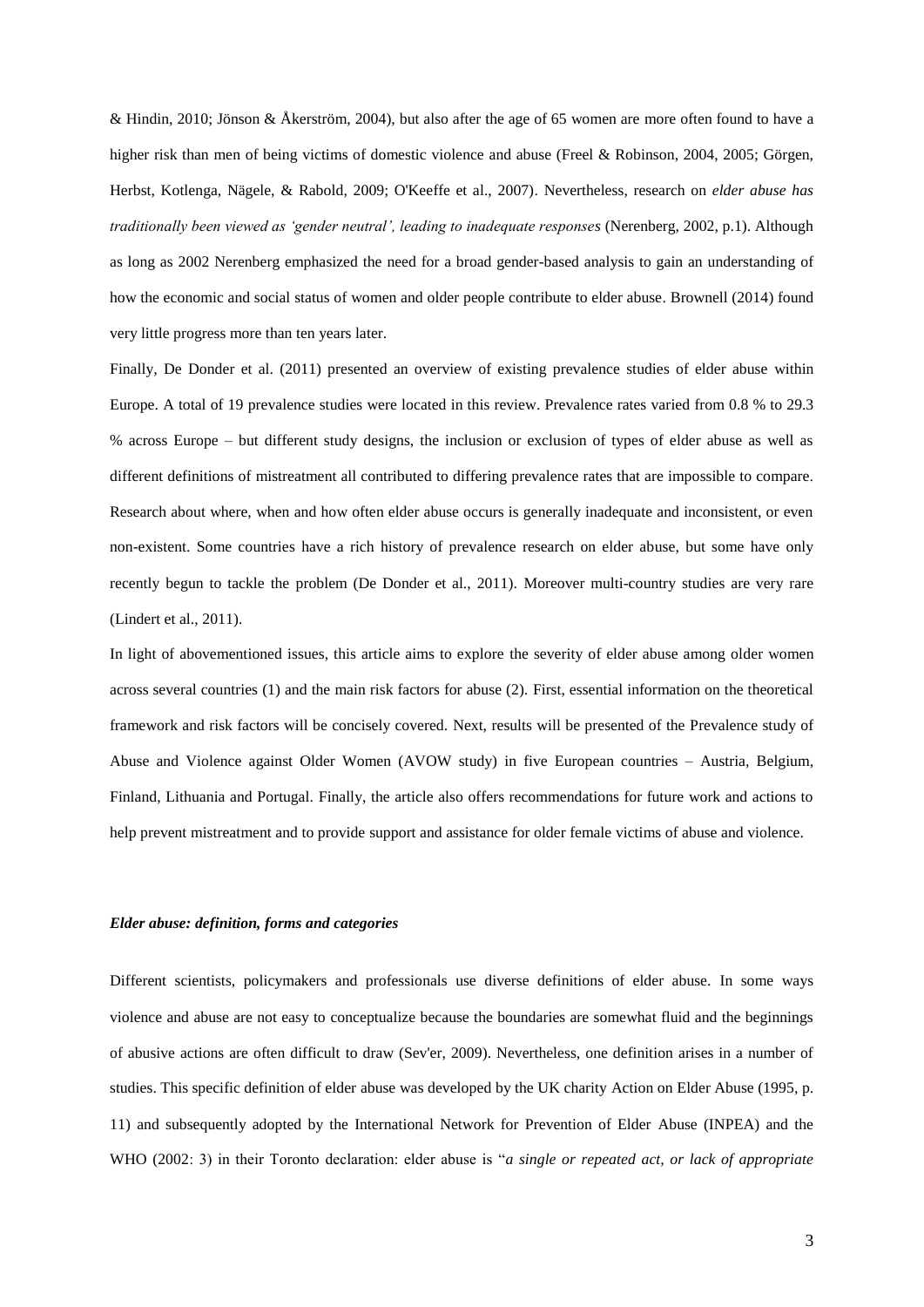& Hindin, 2010; Jönson & Åkerström, 2004), but also after the age of 65 women are more often found to have a higher risk than men of being victims of domestic violence and abuse (Freel & Robinson, 2004, 2005; Görgen, Herbst, Kotlenga, Nägele, & Rabold, 2009; O'Keeffe et al., 2007). Nevertheless, research on *elder abuse has traditionally been viewed as 'gender neutral', leading to inadequate responses* (Nerenberg, 2002, p.1). Although as long as 2002 Nerenberg emphasized the need for a broad gender-based analysis to gain an understanding of how the economic and social status of women and older people contribute to elder abuse. Brownell (2014) found very little progress more than ten years later.

Finally, De Donder et al. (2011) presented an overview of existing prevalence studies of elder abuse within Europe. A total of 19 prevalence studies were located in this review. Prevalence rates varied from 0.8 % to 29.3 % across Europe – but different study designs, the inclusion or exclusion of types of elder abuse as well as different definitions of mistreatment all contributed to differing prevalence rates that are impossible to compare. Research about where, when and how often elder abuse occurs is generally inadequate and inconsistent, or even non-existent. Some countries have a rich history of prevalence research on elder abuse, but some have only recently begun to tackle the problem (De Donder et al., 2011). Moreover multi-country studies are very rare (Lindert et al., 2011).

In light of abovementioned issues, this article aims to explore the severity of elder abuse among older women across several countries (1) and the main risk factors for abuse (2). First, essential information on the theoretical framework and risk factors will be concisely covered. Next, results will be presented of the Prevalence study of Abuse and Violence against Older Women (AVOW study) in five European countries – Austria, Belgium, Finland, Lithuania and Portugal. Finally, the article also offers recommendations for future work and actions to help prevent mistreatment and to provide support and assistance for older female victims of abuse and violence.

### *Elder abuse: definition, forms and categories*

Different scientists, policymakers and professionals use diverse definitions of elder abuse. In some ways violence and abuse are not easy to conceptualize because the boundaries are somewhat fluid and the beginnings of abusive actions are often difficult to draw (Sev'er, 2009). Nevertheless, one definition arises in a number of studies. This specific definition of elder abuse was developed by the UK charity Action on Elder Abuse (1995, p. 11) and subsequently adopted by the International Network for Prevention of Elder Abuse (INPEA) and the WHO (2002: 3) in their Toronto declaration: elder abuse is "*a single or repeated act, or lack of appropriate*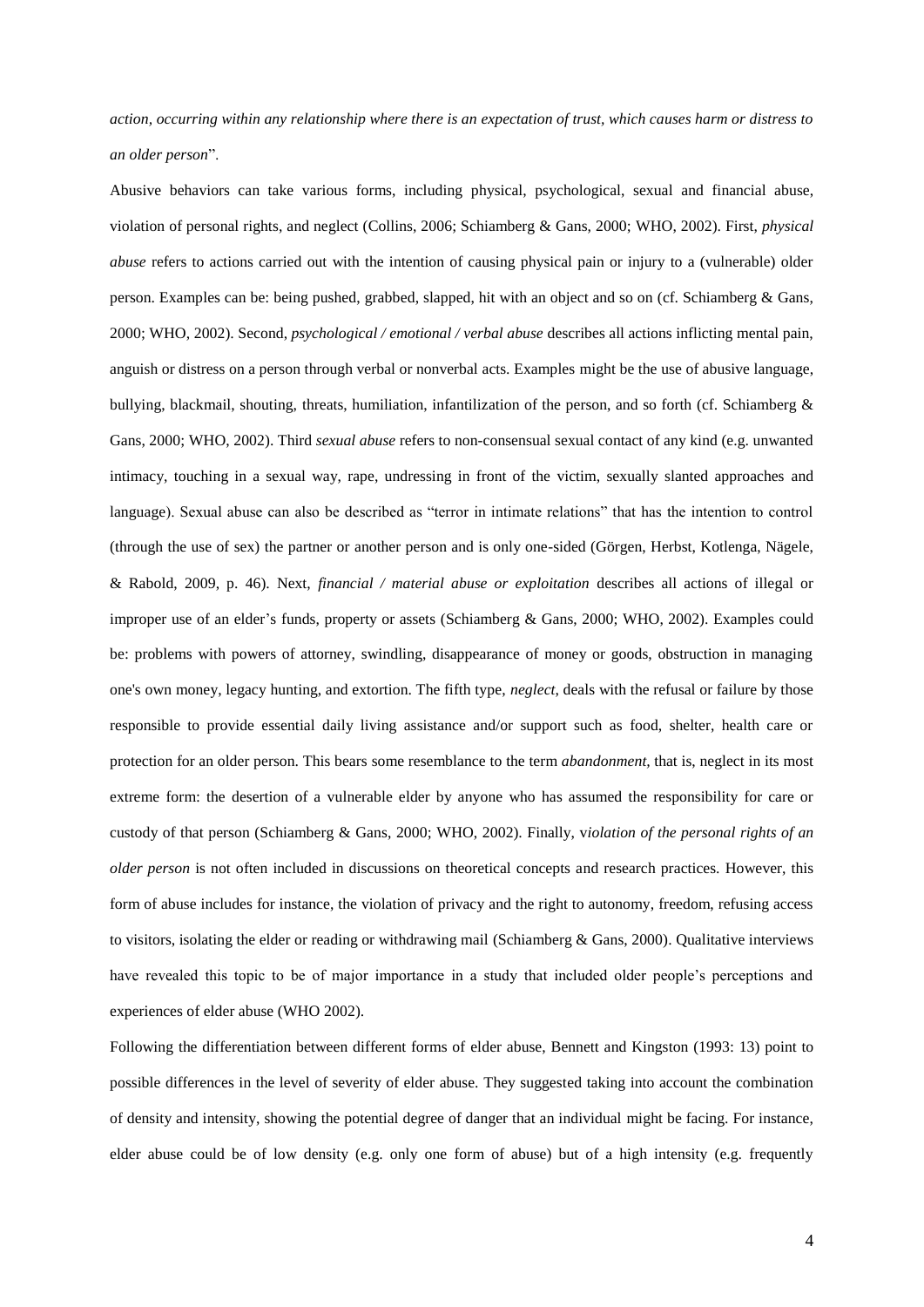*action, occurring within any relationship where there is an expectation of trust, which causes harm or distress to an older person*".

Abusive behaviors can take various forms, including physical, psychological, sexual and financial abuse, violation of personal rights, and neglect (Collins, 2006; Schiamberg & Gans, 2000; WHO, 2002). First, *physical abuse* refers to actions carried out with the intention of causing physical pain or injury to a (vulnerable) older person. Examples can be: being pushed, grabbed, slapped, hit with an object and so on (cf. Schiamberg & Gans, 2000; WHO, 2002). Second, *psychological / emotional / verbal abuse* describes all actions inflicting mental pain, anguish or distress on a person through verbal or nonverbal acts. Examples might be the use of abusive language, bullying, blackmail, shouting, threats, humiliation, infantilization of the person, and so forth (cf. Schiamberg & Gans, 2000; WHO, 2002). Third *sexual abuse* refers to non-consensual sexual contact of any kind (e.g. unwanted intimacy, touching in a sexual way, rape, undressing in front of the victim, sexually slanted approaches and language). Sexual abuse can also be described as "terror in intimate relations" that has the intention to control (through the use of sex) the partner or another person and is only one-sided (Görgen, Herbst, Kotlenga, Nägele, & Rabold, 2009, p. 46). Next, *financial / material abuse or exploitation* describes all actions of illegal or improper use of an elder's funds, property or assets (Schiamberg & Gans, 2000; WHO, 2002). Examples could be: problems with powers of attorney, swindling, disappearance of money or goods, obstruction in managing one's own money, legacy hunting, and extortion. The fifth type, *neglect*, deals with the refusal or failure by those responsible to provide essential daily living assistance and/or support such as food, shelter, health care or protection for an older person. This bears some resemblance to the term *abandonment*, that is, neglect in its most extreme form: the desertion of a vulnerable elder by anyone who has assumed the responsibility for care or custody of that person (Schiamberg & Gans, 2000; WHO, 2002). Finally, v*iolation of the personal rights of an older person* is not often included in discussions on theoretical concepts and research practices. However, this form of abuse includes for instance, the violation of privacy and the right to autonomy, freedom, refusing access to visitors, isolating the elder or reading or withdrawing mail (Schiamberg & Gans, 2000). Qualitative interviews have revealed this topic to be of major importance in a study that included older people's perceptions and experiences of elder abuse (WHO 2002).

Following the differentiation between different forms of elder abuse, Bennett and Kingston (1993: 13) point to possible differences in the level of severity of elder abuse. They suggested taking into account the combination of density and intensity, showing the potential degree of danger that an individual might be facing. For instance, elder abuse could be of low density (e.g. only one form of abuse) but of a high intensity (e.g. frequently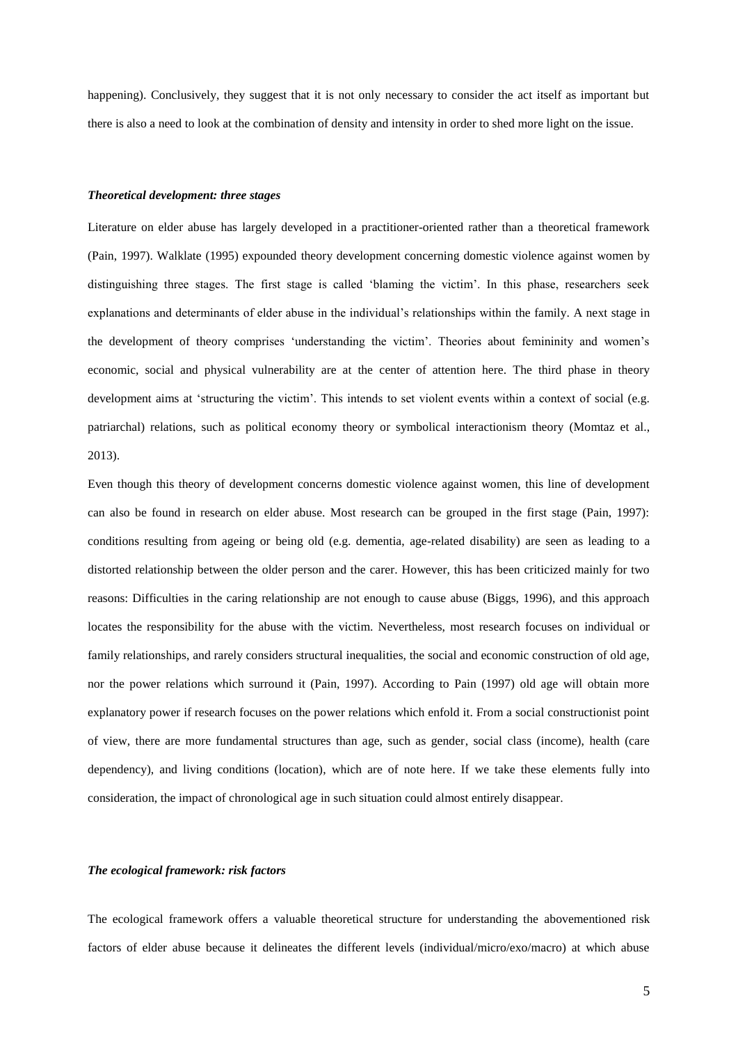happening). Conclusively, they suggest that it is not only necessary to consider the act itself as important but there is also a need to look at the combination of density and intensity in order to shed more light on the issue.

### *Theoretical development: three stages*

Literature on elder abuse has largely developed in a practitioner-oriented rather than a theoretical framework (Pain, 1997). Walklate (1995) expounded theory development concerning domestic violence against women by distinguishing three stages. The first stage is called 'blaming the victim'. In this phase, researchers seek explanations and determinants of elder abuse in the individual's relationships within the family. A next stage in the development of theory comprises 'understanding the victim'. Theories about femininity and women's economic, social and physical vulnerability are at the center of attention here. The third phase in theory development aims at 'structuring the victim'. This intends to set violent events within a context of social (e.g. patriarchal) relations, such as political economy theory or symbolical interactionism theory (Momtaz et al., 2013).

Even though this theory of development concerns domestic violence against women, this line of development can also be found in research on elder abuse. Most research can be grouped in the first stage (Pain, 1997): conditions resulting from ageing or being old (e.g. dementia, age-related disability) are seen as leading to a distorted relationship between the older person and the carer. However, this has been criticized mainly for two reasons: Difficulties in the caring relationship are not enough to cause abuse (Biggs, 1996), and this approach locates the responsibility for the abuse with the victim. Nevertheless, most research focuses on individual or family relationships, and rarely considers structural inequalities, the social and economic construction of old age, nor the power relations which surround it (Pain, 1997). According to Pain (1997) old age will obtain more explanatory power if research focuses on the power relations which enfold it. From a social constructionist point of view, there are more fundamental structures than age, such as gender, social class (income), health (care dependency), and living conditions (location), which are of note here. If we take these elements fully into consideration, the impact of chronological age in such situation could almost entirely disappear.

### *The ecological framework: risk factors*

The ecological framework offers a valuable theoretical structure for understanding the abovementioned risk factors of elder abuse because it delineates the different levels (individual/micro/exo/macro) at which abuse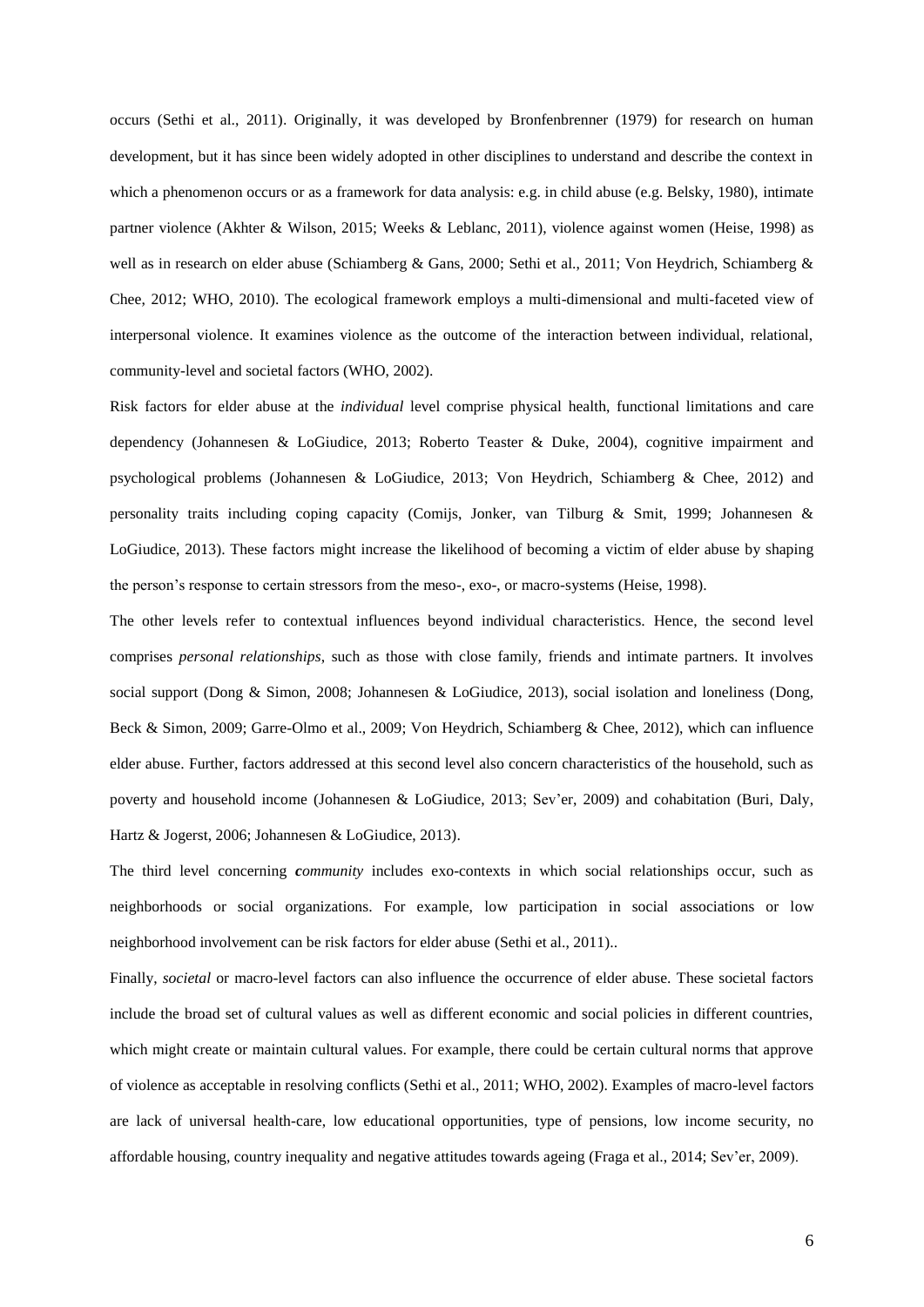occurs (Sethi et al., 2011). Originally, it was developed by Bronfenbrenner (1979) for research on human development, but it has since been widely adopted in other disciplines to understand and describe the context in which a phenomenon occurs or as a framework for data analysis: e.g. in child abuse (e.g. Belsky, 1980), intimate partner violence (Akhter & Wilson, 2015; Weeks & Leblanc, 2011), violence against women (Heise, 1998) as well as in research on elder abuse (Schiamberg & Gans, 2000; Sethi et al., 2011; Von Heydrich, Schiamberg & Chee, 2012; WHO, 2010). The ecological framework employs a multi-dimensional and multi-faceted view of interpersonal violence. It examines violence as the outcome of the interaction between individual, relational, community-level and societal factors (WHO, 2002).

Risk factors for elder abuse at the *individual* level comprise physical health, functional limitations and care dependency (Johannesen & LoGiudice, 2013; Roberto Teaster & Duke, 2004), cognitive impairment and psychological problems (Johannesen & LoGiudice, 2013; Von Heydrich, Schiamberg & Chee, 2012) and personality traits including coping capacity (Comijs, Jonker, van Tilburg & Smit, 1999; Johannesen & LoGiudice, 2013). These factors might increase the likelihood of becoming a victim of elder abuse by shaping the person's response to certain stressors from the meso-, exo-, or macro-systems (Heise, 1998).

The other levels refer to contextual influences beyond individual characteristics. Hence, the second level comprises *personal relationships*, such as those with close family, friends and intimate partners. It involves social support (Dong & Simon, 2008; Johannesen & LoGiudice, 2013), social isolation and loneliness (Dong, Beck & Simon, 2009; Garre-Olmo et al., 2009; Von Heydrich, Schiamberg & Chee, 2012), which can influence elder abuse. Further, factors addressed at this second level also concern characteristics of the household, such as poverty and household income (Johannesen & LoGiudice, 2013; Sev'er, 2009) and cohabitation (Buri, Daly, Hartz & Jogerst, 2006; Johannesen & LoGiudice, 2013).

The third level concerning ***c****ommunity* includes exo-contexts in which social relationships occur, such as neighborhoods or social organizations. For example, low participation in social associations or low neighborhood involvement can be risk factors for elder abuse (Sethi et al., 2011)..

Finally, *societal* or macro-level factors can also influence the occurrence of elder abuse. These societal factors include the broad set of cultural values as well as different economic and social policies in different countries, which might create or maintain cultural values. For example, there could be certain cultural norms that approve of violence as acceptable in resolving conflicts (Sethi et al., 2011; WHO, 2002). Examples of macro-level factors are lack of universal health-care, low educational opportunities, type of pensions, low income security, no affordable housing, country inequality and negative attitudes towards ageing (Fraga et al., 2014; Sev'er, 2009).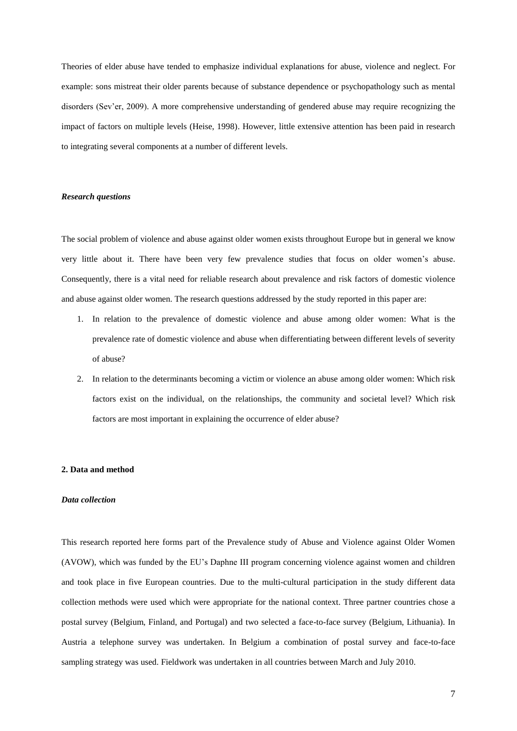Theories of elder abuse have tended to emphasize individual explanations for abuse, violence and neglect. For example: sons mistreat their older parents because of substance dependence or psychopathology such as mental disorders (Sev'er, 2009). A more comprehensive understanding of gendered abuse may require recognizing the impact of factors on multiple levels (Heise, 1998). However, little extensive attention has been paid in research to integrating several components at a number of different levels.

### *Research questions*

The social problem of violence and abuse against older women exists throughout Europe but in general we know very little about it. There have been very few prevalence studies that focus on older women's abuse. Consequently, there is a vital need for reliable research about prevalence and risk factors of domestic violence and abuse against older women. The research questions addressed by the study reported in this paper are:

1. In relation to the prevalence of domestic violence and abuse among older women: What is the prevalence rate of domestic violence and abuse when differentiating between different levels of severity of abuse?
2. In relation to the determinants becoming a victim or violence an abuse among older women: Which risk factors exist on the individual, on the relationships, the community and societal level? Which risk factors are most important in explaining the occurrence of elder abuse?

## 2. Data and method

### *Data collection*

This research reported here forms part of the Prevalence study of Abuse and Violence against Older Women (AVOW), which was funded by the EU's Daphne III program concerning violence against women and children and took place in five European countries. Due to the multi-cultural participation in the study different data collection methods were used which were appropriate for the national context. Three partner countries chose a postal survey (Belgium, Finland, and Portugal) and two selected a face-to-face survey (Belgium, Lithuania). In Austria a telephone survey was undertaken. In Belgium a combination of postal survey and face-to-face sampling strategy was used. Fieldwork was undertaken in all countries between March and July 2010.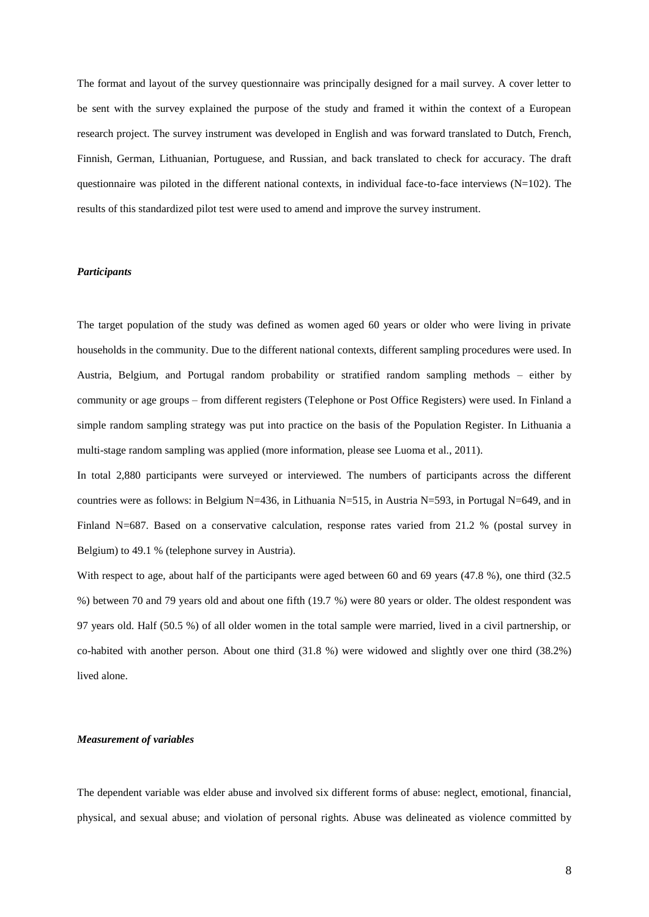The format and layout of the survey questionnaire was principally designed for a mail survey. A cover letter to be sent with the survey explained the purpose of the study and framed it within the context of a European research project. The survey instrument was developed in English and was forward translated to Dutch, French, Finnish, German, Lithuanian, Portuguese, and Russian, and back translated to check for accuracy. The draft questionnaire was piloted in the different national contexts, in individual face-to-face interviews (N=102). The results of this standardized pilot test were used to amend and improve the survey instrument.

### *Participants*

The target population of the study was defined as women aged 60 years or older who were living in private households in the community. Due to the different national contexts, different sampling procedures were used. In Austria, Belgium, and Portugal random probability or stratified random sampling methods – either by community or age groups – from different registers (Telephone or Post Office Registers) were used. In Finland a simple random sampling strategy was put into practice on the basis of the Population Register. In Lithuania a multi-stage random sampling was applied (more information, please see Luoma et al., 2011).

In total 2,880 participants were surveyed or interviewed. The numbers of participants across the different countries were as follows: in Belgium N=436, in Lithuania N=515, in Austria N=593, in Portugal N=649, and in Finland N=687. Based on a conservative calculation, response rates varied from 21.2 % (postal survey in Belgium) to 49.1 % (telephone survey in Austria).

With respect to age, about half of the participants were aged between 60 and 69 years (47.8 %), one third (32.5 %) between 70 and 79 years old and about one fifth (19.7 %) were 80 years or older. The oldest respondent was 97 years old. Half (50.5 %) of all older women in the total sample were married, lived in a civil partnership, or co-habited with another person. About one third (31.8 %) were widowed and slightly over one third (38.2%) lived alone.

### *Measurement of variables*

The dependent variable was elder abuse and involved six different forms of abuse: neglect, emotional, financial, physical, and sexual abuse; and violation of personal rights. Abuse was delineated as violence committed by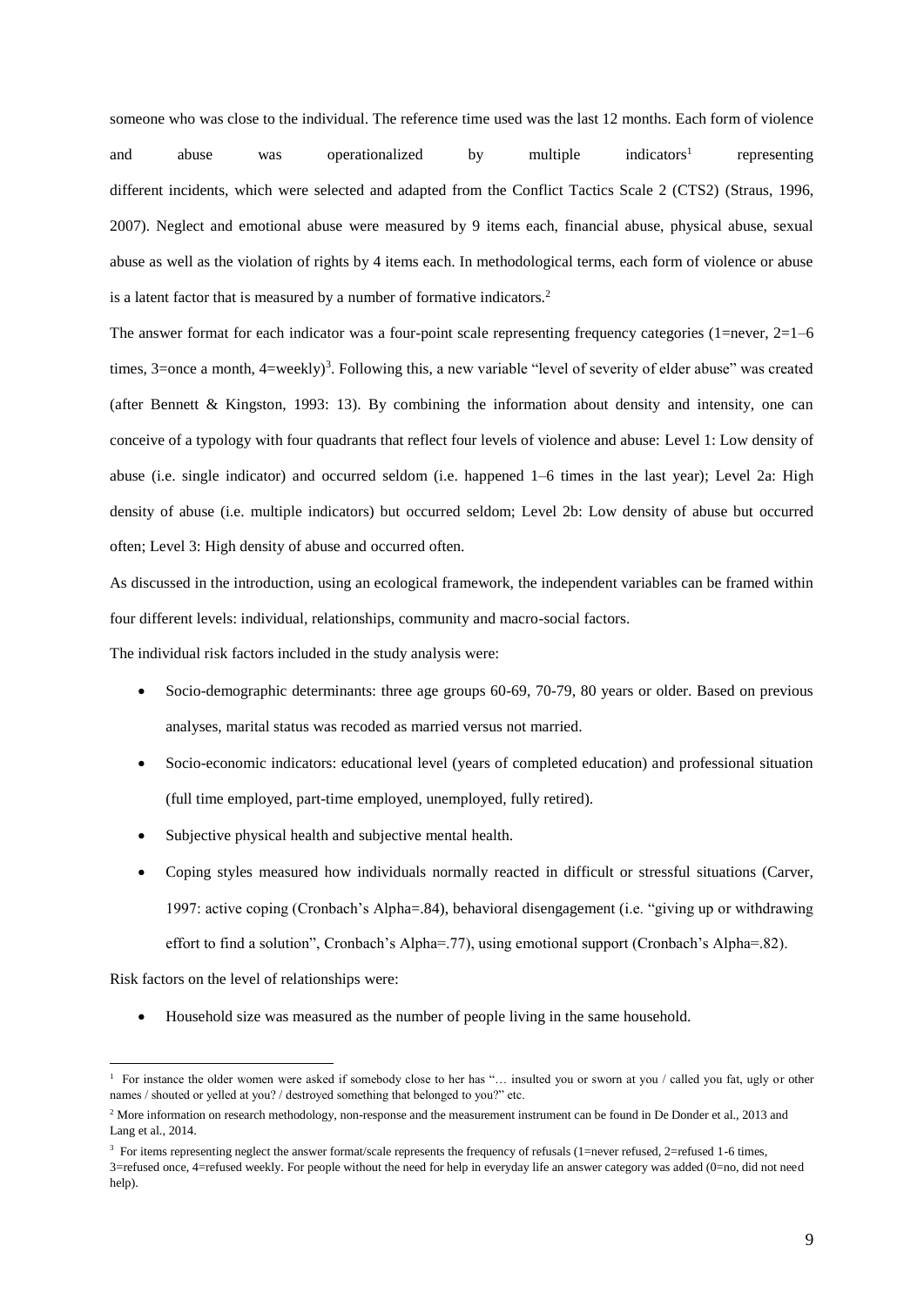someone who was close to the individual. The reference time used was the last 12 months. Each form of violence and abuse was operationalized by multiple indicators[1] representing different incidents, which were selected and adapted from the Conflict Tactics Scale 2 (CTS2) (Straus, 1996, 2007). Neglect and emotional abuse were measured by 9 items each, financial abuse, physical abuse, sexual abuse as well as the violation of rights by 4 items each. In methodological terms, each form of violence or abuse is a latent factor that is measured by a number of formative indicators.[2]

The answer format for each indicator was a four-point scale representing frequency categories (1=never, 2=1–6 times, 3=once a month, 4=weekly)[3]. Following this, a new variable "level of severity of elder abuse" was created (after Bennett & Kingston, 1993: 13). By combining the information about density and intensity, one can conceive of a typology with four quadrants that reflect four levels of violence and abuse: Level 1: Low density of abuse (i.e. single indicator) and occurred seldom (i.e. happened 1–6 times in the last year); Level 2a: High density of abuse (i.e. multiple indicators) but occurred seldom; Level 2b: Low density of abuse but occurred often; Level 3: High density of abuse and occurred often.

As discussed in the introduction, using an ecological framework, the independent variables can be framed within four different levels: individual, relationships, community and macro-social factors.

The individual risk factors included in the study analysis were:

- Socio-demographic determinants: three age groups 60-69, 70-79, 80 years or older. Based on previous analyses, marital status was recoded as married versus not married.
- Socio-economic indicators: educational level (years of completed education) and professional situation (full time employed, part-time employed, unemployed, fully retired).
- Subjective physical health and subjective mental health.
- Coping styles measured how individuals normally reacted in difficult or stressful situations (Carver, 1997: active coping (Cronbach's Alpha=.84), behavioral disengagement (i.e. "giving up or withdrawing effort to find a solution", Cronbach's Alpha=.77), using emotional support (Cronbach's Alpha=.82).

Risk factors on the level of relationships were:

- Household size was measured as the number of people living in the same household.

---

[1] For instance the older women were asked if somebody close to her has "… insulted you or sworn at you / called you fat, ugly or other names / shouted or yelled at you? / destroyed something that belonged to you?" etc.

[2] More information on research methodology, non-response and the measurement instrument can be found in De Donder et al., 2013 and Lang et al., 2014.

[3] For items representing neglect the answer format/scale represents the frequency of refusals (1=never refused, 2=refused 1-6 times, 3=refused once, 4=refused weekly. For people without the need for help in everyday life an answer category was added (0=no, did not need help).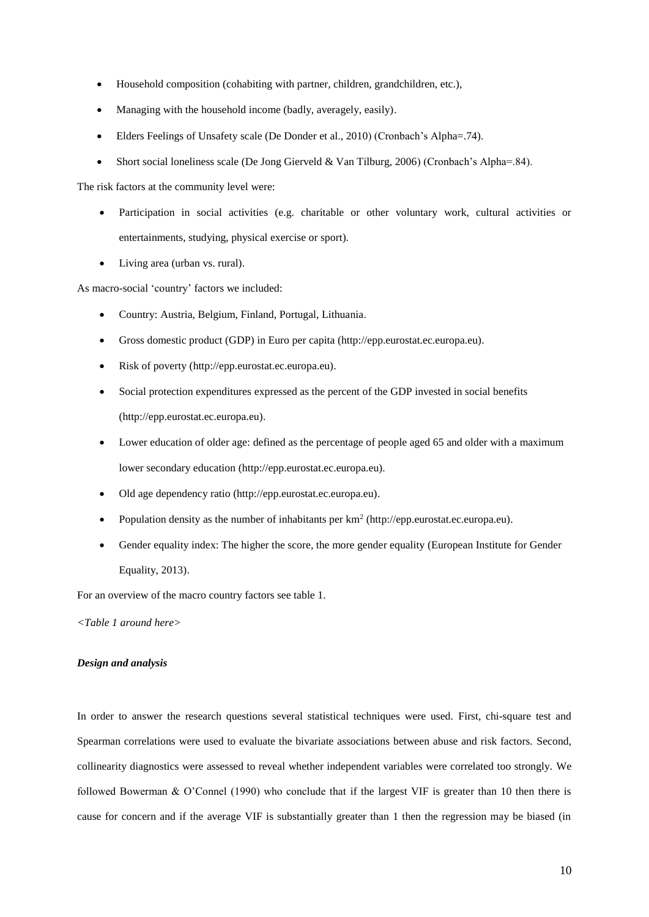- Household composition (cohabiting with partner, children, grandchildren, etc.),
- Managing with the household income (badly, averagely, easily).
- Elders Feelings of Unsafety scale (De Donder et al., 2010) (Cronbach's Alpha=.74).
- Short social loneliness scale (De Jong Gierveld & Van Tilburg, 2006) (Cronbach's Alpha=.84).

The risk factors at the community level were:

- Participation in social activities (e.g. charitable or other voluntary work, cultural activities or entertainments, studying, physical exercise or sport).
- Living area (urban vs. rural).

As macro-social 'country' factors we included:

- Country: Austria, Belgium, Finland, Portugal, Lithuania.
- Gross domestic product (GDP) in Euro per capita (http://epp.eurostat.ec.europa.eu).
- Risk of poverty (http://epp.eurostat.ec.europa.eu).
- Social protection expenditures expressed as the percent of the GDP invested in social benefits (http://epp.eurostat.ec.europa.eu).
- Lower education of older age: defined as the percentage of people aged 65 and older with a maximum lower secondary education (http://epp.eurostat.ec.europa.eu).
- Old age dependency ratio (http://epp.eurostat.ec.europa.eu).
- Population density as the number of inhabitants per $km^2$ (http://epp.eurostat.ec.europa.eu).
- Gender equality index: The higher the score, the more gender equality (European Institute for Gender Equality, 2013).

For an overview of the macro country factors see table 1.

*<Table 1 around here>*

### *Design and analysis*

In order to answer the research questions several statistical techniques were used. First, chi-square test and Spearman correlations were used to evaluate the bivariate associations between abuse and risk factors. Second, collinearity diagnostics were assessed to reveal whether independent variables were correlated too strongly. We followed Bowerman & O'Connel (1990) who conclude that if the largest VIF is greater than 10 then there is cause for concern and if the average VIF is substantially greater than 1 then the regression may be biased (in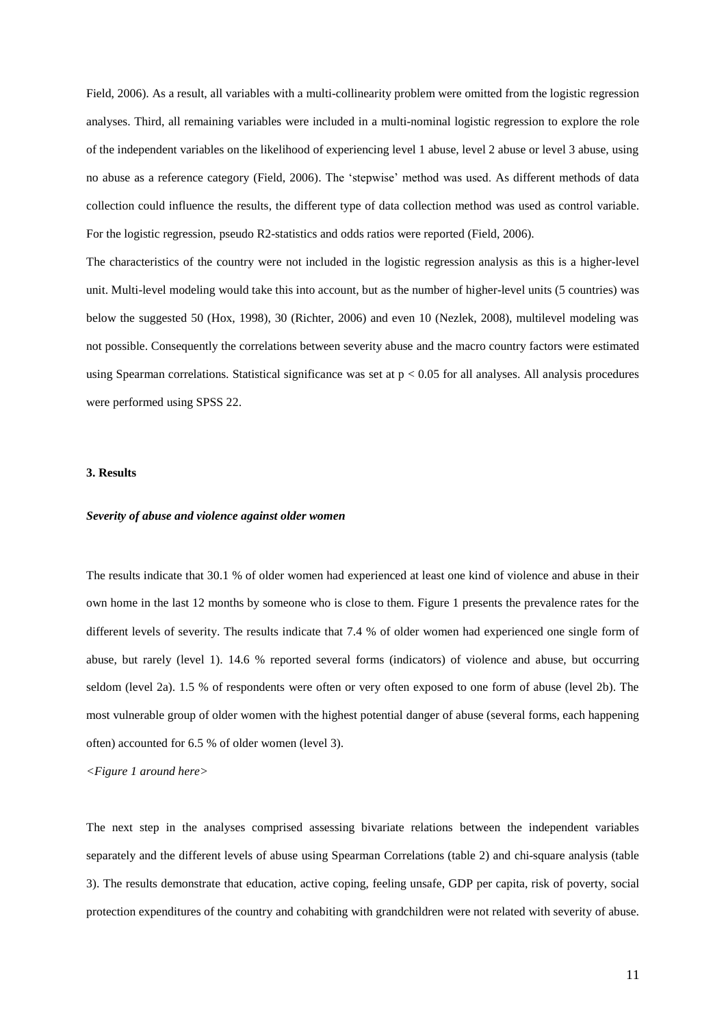Field, 2006). As a result, all variables with a multi-collinearity problem were omitted from the logistic regression analyses. Third, all remaining variables were included in a multi-nominal logistic regression to explore the role of the independent variables on the likelihood of experiencing level 1 abuse, level 2 abuse or level 3 abuse, using no abuse as a reference category (Field, 2006). The 'stepwise' method was used. As different methods of data collection could influence the results, the different type of data collection method was used as control variable. For the logistic regression, pseudo R2-statistics and odds ratios were reported (Field, 2006).

The characteristics of the country were not included in the logistic regression analysis as this is a higher-level unit. Multi-level modeling would take this into account, but as the number of higher-level units (5 countries) was below the suggested 50 (Hox, 1998), 30 (Richter, 2006) and even 10 (Nezlek, 2008), multilevel modeling was not possible. Consequently the correlations between severity abuse and the macro country factors were estimated using Spearman correlations. Statistical significance was set at $p < 0.05$ for all analyses. All analysis procedures were performed using SPSS 22.

## 3. Results

### *Severity of abuse and violence against older women*

The results indicate that 30.1 % of older women had experienced at least one kind of violence and abuse in their own home in the last 12 months by someone who is close to them. Figure 1 presents the prevalence rates for the different levels of severity. The results indicate that 7.4 % of older women had experienced one single form of abuse, but rarely (level 1). 14.6 % reported several forms (indicators) of violence and abuse, but occurring seldom (level 2a). 1.5 % of respondents were often or very often exposed to one form of abuse (level 2b). The most vulnerable group of older women with the highest potential danger of abuse (several forms, each happening often) accounted for 6.5 % of older women (level 3).

*<Figure 1 around here>*

The next step in the analyses comprised assessing bivariate relations between the independent variables separately and the different levels of abuse using Spearman Correlations (table 2) and chi-square analysis (table 3). The results demonstrate that education, active coping, feeling unsafe, GDP per capita, risk of poverty, social protection expenditures of the country and cohabiting with grandchildren were not related with severity of abuse.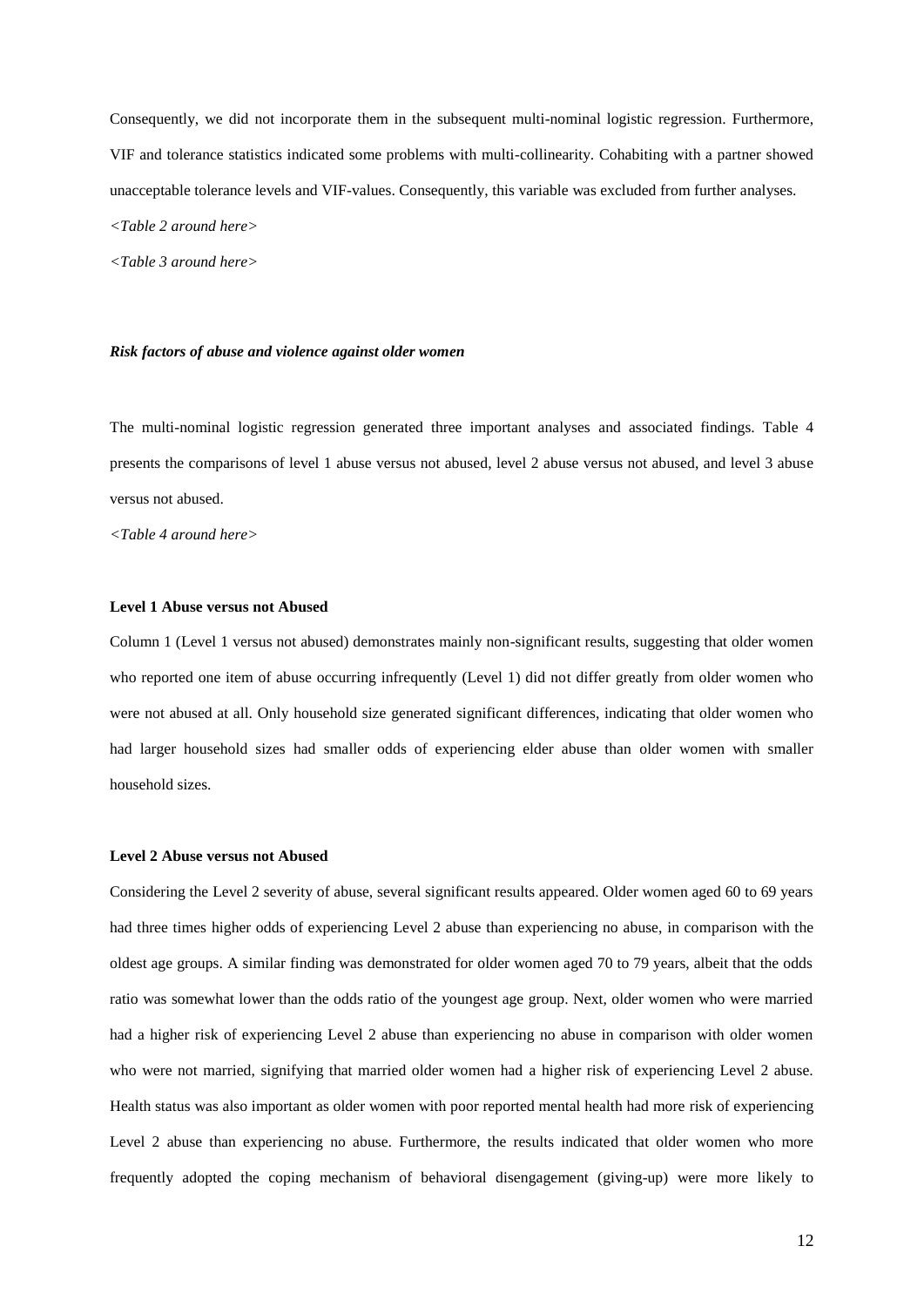Consequently, we did not incorporate them in the subsequent multi-nominal logistic regression. Furthermore, VIF and tolerance statistics indicated some problems with multi-collinearity. Cohabiting with a partner showed unacceptable tolerance levels and VIF-values. Consequently, this variable was excluded from further analyses.

*<Table 2 around here>*

*<Table 3 around here>*

### ***Risk factors of abuse and violence against older women***

The multi-nominal logistic regression generated three important analyses and associated findings. Table 4 presents the comparisons of level 1 abuse versus not abused, level 2 abuse versus not abused, and level 3 abuse versus not abused.

*<Table 4 around here>*

#### **Level 1 Abuse versus not Abused**

Column 1 (Level 1 versus not abused) demonstrates mainly non-significant results, suggesting that older women who reported one item of abuse occurring infrequently (Level 1) did not differ greatly from older women who were not abused at all. Only household size generated significant differences, indicating that older women who had larger household sizes had smaller odds of experiencing elder abuse than older women with smaller household sizes.

#### **Level 2 Abuse versus not Abused**

Considering the Level 2 severity of abuse, several significant results appeared. Older women aged 60 to 69 years had three times higher odds of experiencing Level 2 abuse than experiencing no abuse, in comparison with the oldest age groups. A similar finding was demonstrated for older women aged 70 to 79 years, albeit that the odds ratio was somewhat lower than the odds ratio of the youngest age group. Next, older women who were married had a higher risk of experiencing Level 2 abuse than experiencing no abuse in comparison with older women who were not married, signifying that married older women had a higher risk of experiencing Level 2 abuse. Health status was also important as older women with poor reported mental health had more risk of experiencing Level 2 abuse than experiencing no abuse. Furthermore, the results indicated that older women who more frequently adopted the coping mechanism of behavioral disengagement (giving-up) were more likely to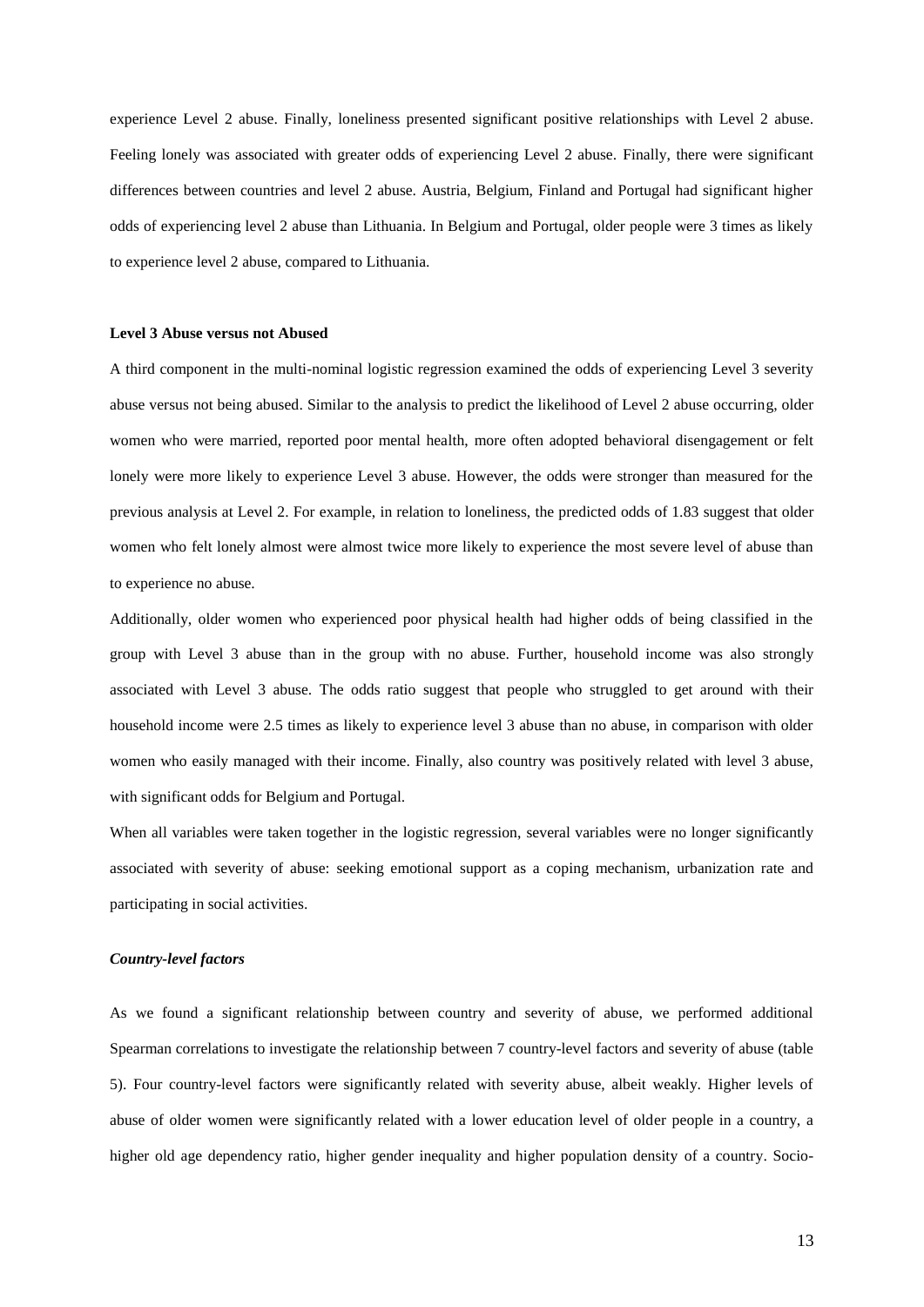experience Level 2 abuse. Finally, loneliness presented significant positive relationships with Level 2 abuse. Feeling lonely was associated with greater odds of experiencing Level 2 abuse. Finally, there were significant differences between countries and level 2 abuse. Austria, Belgium, Finland and Portugal had significant higher odds of experiencing level 2 abuse than Lithuania. In Belgium and Portugal, older people were 3 times as likely to experience level 2 abuse, compared to Lithuania.

**Level 3 Abuse versus not Abused**

A third component in the multi-nominal logistic regression examined the odds of experiencing Level 3 severity abuse versus not being abused. Similar to the analysis to predict the likelihood of Level 2 abuse occurring, older women who were married, reported poor mental health, more often adopted behavioral disengagement or felt lonely were more likely to experience Level 3 abuse. However, the odds were stronger than measured for the previous analysis at Level 2. For example, in relation to loneliness, the predicted odds of 1.83 suggest that older women who felt lonely almost were almost twice more likely to experience the most severe level of abuse than to experience no abuse.

Additionally, older women who experienced poor physical health had higher odds of being classified in the group with Level 3 abuse than in the group with no abuse. Further, household income was also strongly associated with Level 3 abuse. The odds ratio suggest that people who struggled to get around with their household income were 2.5 times as likely to experience level 3 abuse than no abuse, in comparison with older women who easily managed with their income. Finally, also country was positively related with level 3 abuse, with significant odds for Belgium and Portugal.

When all variables were taken together in the logistic regression, several variables were no longer significantly associated with severity of abuse: seeking emotional support as a coping mechanism, urbanization rate and participating in social activities.

***Country-level factors***

As we found a significant relationship between country and severity of abuse, we performed additional Spearman correlations to investigate the relationship between 7 country-level factors and severity of abuse (table 5). Four country-level factors were significantly related with severity abuse, albeit weakly. Higher levels of abuse of older women were significantly related with a lower education level of older people in a country, a higher old age dependency ratio, higher gender inequality and higher population density of a country. Socio-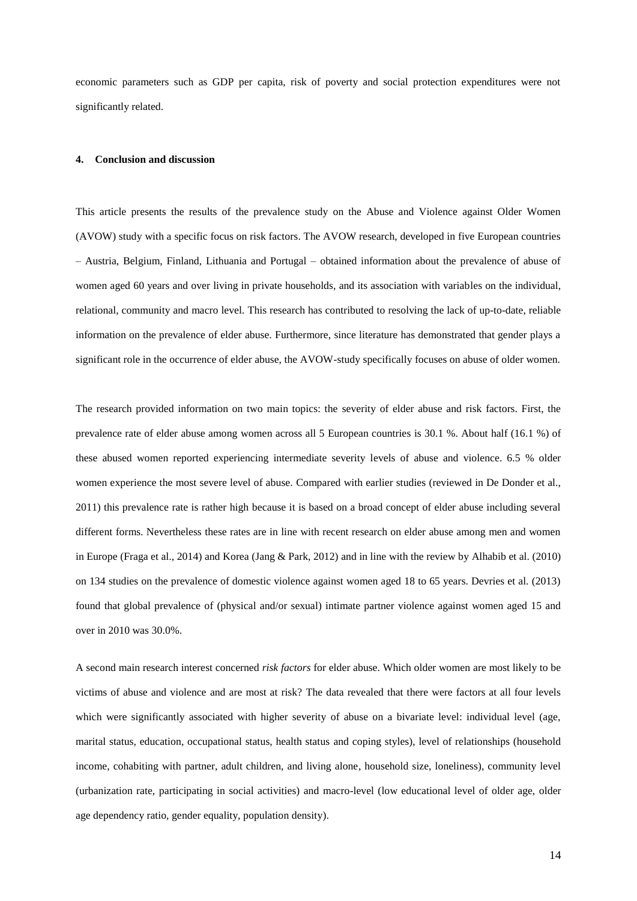economic parameters such as GDP per capita, risk of poverty and social protection expenditures were not significantly related.

## 4. Conclusion and discussion

This article presents the results of the prevalence study on the Abuse and Violence against Older Women (AVOW) study with a specific focus on risk factors. The AVOW research, developed in five European countries – Austria, Belgium, Finland, Lithuania and Portugal – obtained information about the prevalence of abuse of women aged 60 years and over living in private households, and its association with variables on the individual, relational, community and macro level. This research has contributed to resolving the lack of up-to-date, reliable information on the prevalence of elder abuse. Furthermore, since literature has demonstrated that gender plays a significant role in the occurrence of elder abuse, the AVOW-study specifically focuses on abuse of older women.

The research provided information on two main topics: the severity of elder abuse and risk factors. First, the prevalence rate of elder abuse among women across all 5 European countries is 30.1 %. About half (16.1 %) of these abused women reported experiencing intermediate severity levels of abuse and violence. 6.5 % older women experience the most severe level of abuse. Compared with earlier studies (reviewed in De Donder et al., 2011) this prevalence rate is rather high because it is based on a broad concept of elder abuse including several different forms. Nevertheless these rates are in line with recent research on elder abuse among men and women in Europe (Fraga et al., 2014) and Korea (Jang & Park, 2012) and in line with the review by Alhabib et al. (2010) on 134 studies on the prevalence of domestic violence against women aged 18 to 65 years. Devries et al. (2013) found that global prevalence of (physical and/or sexual) intimate partner violence against women aged 15 and over in 2010 was 30.0%.

A second main research interest concerned *risk factors* for elder abuse. Which older women are most likely to be victims of abuse and violence and are most at risk? The data revealed that there were factors at all four levels which were significantly associated with higher severity of abuse on a bivariate level: individual level (age, marital status, education, occupational status, health status and coping styles), level of relationships (household income, cohabiting with partner, adult children, and living alone, household size, loneliness), community level (urbanization rate, participating in social activities) and macro-level (low educational level of older age, older age dependency ratio, gender equality, population density).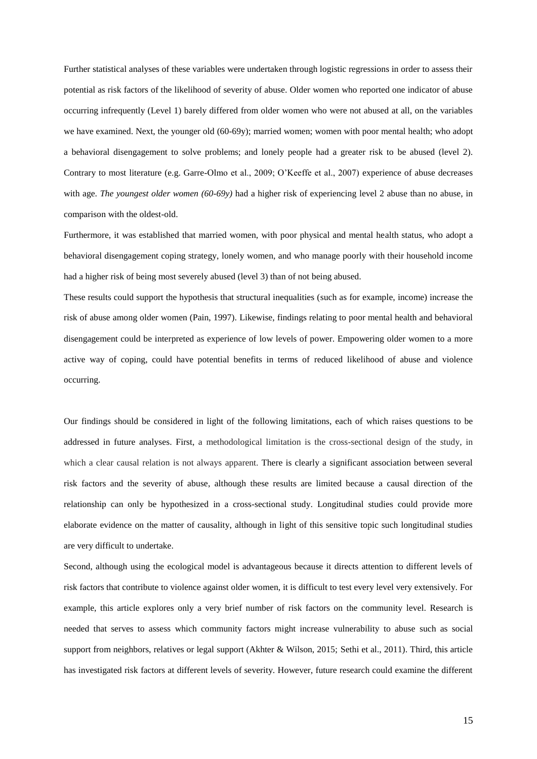Further statistical analyses of these variables were undertaken through logistic regressions in order to assess their potential as risk factors of the likelihood of severity of abuse. Older women who reported one indicator of abuse occurring infrequently (Level 1) barely differed from older women who were not abused at all, on the variables we have examined. Next, the younger old (60-69y); married women; women with poor mental health; who adopt a behavioral disengagement to solve problems; and lonely people had a greater risk to be abused (level 2). Contrary to most literature (e.g. Garre-Olmo et al., 2009; O'Keeffe et al., 2007) experience of abuse decreases with age. *The youngest older women (60-69y)* had a higher risk of experiencing level 2 abuse than no abuse, in comparison with the oldest-old.

Furthermore, it was established that married women, with poor physical and mental health status, who adopt a behavioral disengagement coping strategy, lonely women, and who manage poorly with their household income had a higher risk of being most severely abused (level 3) than of not being abused.

These results could support the hypothesis that structural inequalities (such as for example, income) increase the risk of abuse among older women (Pain, 1997). Likewise, findings relating to poor mental health and behavioral disengagement could be interpreted as experience of low levels of power. Empowering older women to a more active way of coping, could have potential benefits in terms of reduced likelihood of abuse and violence occurring.

Our findings should be considered in light of the following limitations, each of which raises questions to be addressed in future analyses. First, a methodological limitation is the cross-sectional design of the study, in which a clear causal relation is not always apparent. There is clearly a significant association between several risk factors and the severity of abuse, although these results are limited because a causal direction of the relationship can only be hypothesized in a cross-sectional study. Longitudinal studies could provide more elaborate evidence on the matter of causality, although in light of this sensitive topic such longitudinal studies are very difficult to undertake.

Second, although using the ecological model is advantageous because it directs attention to different levels of risk factors that contribute to violence against older women, it is difficult to test every level very extensively. For example, this article explores only a very brief number of risk factors on the community level. Research is needed that serves to assess which community factors might increase vulnerability to abuse such as social support from neighbors, relatives or legal support (Akhter & Wilson, 2015; Sethi et al., 2011). Third, this article has investigated risk factors at different levels of severity. However, future research could examine the different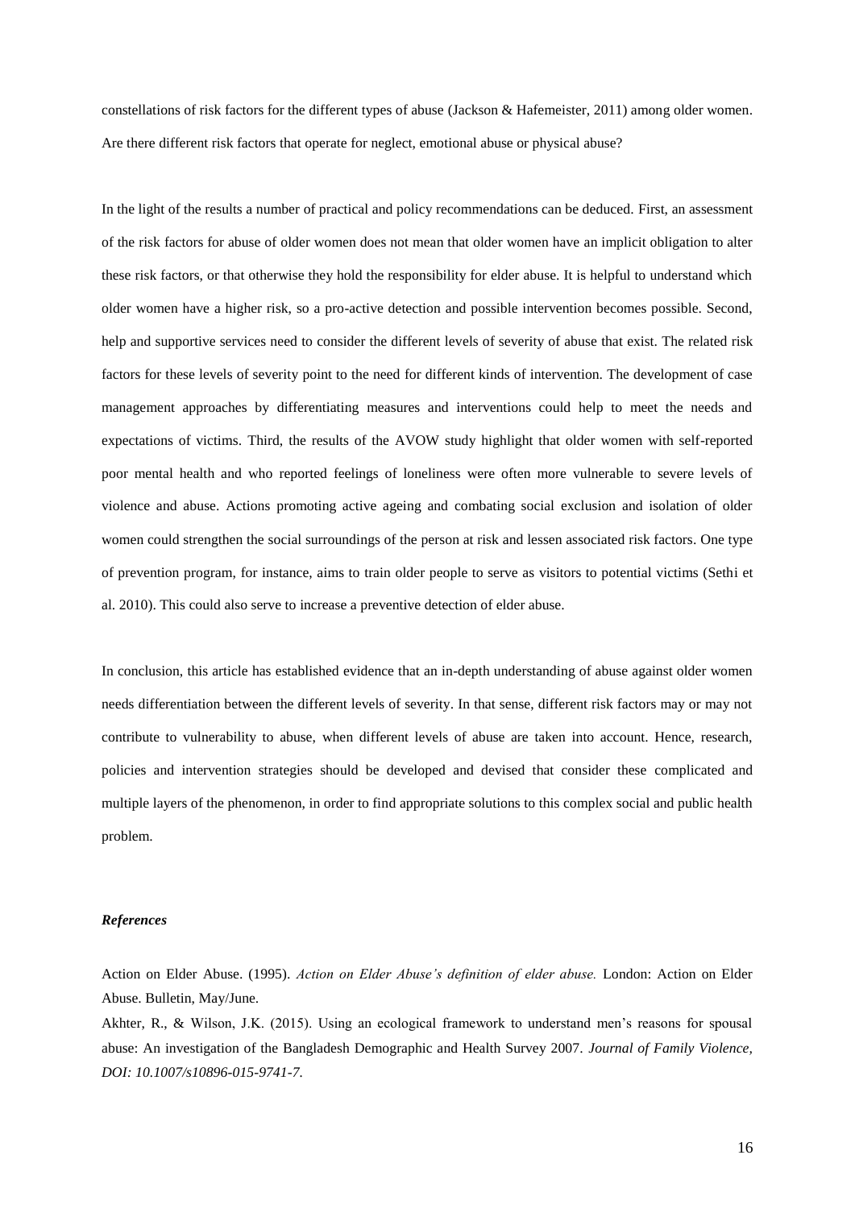constellations of risk factors for the different types of abuse (Jackson & Hafemeister, 2011) among older women. Are there different risk factors that operate for neglect, emotional abuse or physical abuse?

In the light of the results a number of practical and policy recommendations can be deduced. First, an assessment of the risk factors for abuse of older women does not mean that older women have an implicit obligation to alter these risk factors, or that otherwise they hold the responsibility for elder abuse. It is helpful to understand which older women have a higher risk, so a pro-active detection and possible intervention becomes possible. Second, help and supportive services need to consider the different levels of severity of abuse that exist. The related risk factors for these levels of severity point to the need for different kinds of intervention. The development of case management approaches by differentiating measures and interventions could help to meet the needs and expectations of victims. Third, the results of the AVOW study highlight that older women with self-reported poor mental health and who reported feelings of loneliness were often more vulnerable to severe levels of violence and abuse. Actions promoting active ageing and combating social exclusion and isolation of older women could strengthen the social surroundings of the person at risk and lessen associated risk factors. One type of prevention program, for instance, aims to train older people to serve as visitors to potential victims (Sethi et al. 2010). This could also serve to increase a preventive detection of elder abuse.

In conclusion, this article has established evidence that an in-depth understanding of abuse against older women needs differentiation between the different levels of severity. In that sense, different risk factors may or may not contribute to vulnerability to abuse, when different levels of abuse are taken into account. Hence, research, policies and intervention strategies should be developed and devised that consider these complicated and multiple layers of the phenomenon, in order to find appropriate solutions to this complex social and public health problem.

### *References*

Action on Elder Abuse. (1995). *Action on Elder Abuse's definition of elder abuse.* London: Action on Elder Abuse. Bulletin, May/June.

Akhter, R., & Wilson, J.K. (2015). Using an ecological framework to understand men's reasons for spousal abuse: An investigation of the Bangladesh Demographic and Health Survey 2007. *Journal of Family Violence, DOI: 10.1007/s10896-015-9741-7.*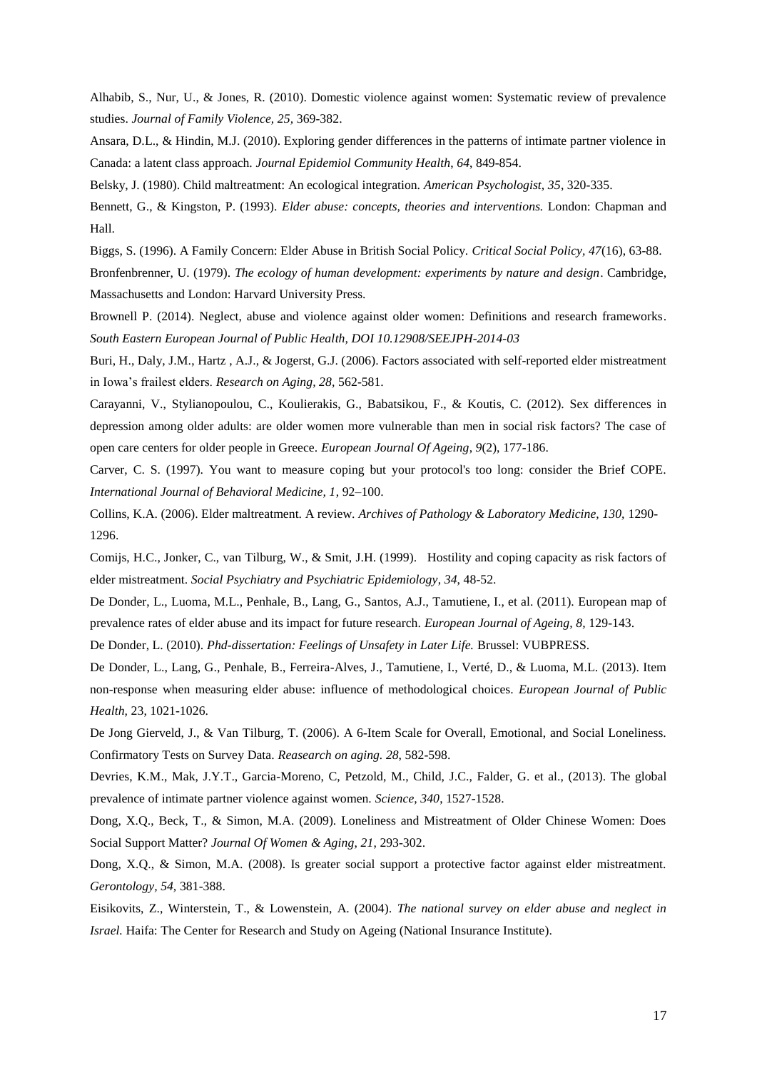Alhabib, S., Nur, U., & Jones, R. (2010). Domestic violence against women: Systematic review of prevalence studies. *Journal of Family Violence, 25,* 369-382.

Ansara, D.L., & Hindin, M.J. (2010). Exploring gender differences in the patterns of intimate partner violence in Canada: a latent class approach. *Journal Epidemiol Community Health, 64*, 849-854.

Belsky, J. (1980). Child maltreatment: An ecological integration. *American Psychologist, 35*, 320-335.

Bennett, G., & Kingston, P. (1993). *Elder abuse: concepts, theories and interventions.* London: Chapman and Hall.

Biggs, S. (1996). A Family Concern: Elder Abuse in British Social Policy. *Critical Social Policy, 47*(16), 63-88.

Bronfenbrenner, U. (1979). *The ecology of human development: experiments by nature and design*. Cambridge, Massachusetts and London: Harvard University Press.

Brownell P. (2014). Neglect, abuse and violence against older women: Definitions and research frameworks. *South Eastern European Journal of Public Health, DOI 10.12908/SEEJPH-2014-03*

Buri, H., Daly, J.M., Hartz , A.J., & Jogerst, G.J. (2006). Factors associated with self-reported elder mistreatment in Iowa's frailest elders. *Research on Aging, 28*, 562-581.

Carayanni, V., Stylianopoulou, C., Koulierakis, G., Babatsikou, F., & Koutis, C. (2012). Sex differences in depression among older adults: are older women more vulnerable than men in social risk factors? The case of open care centers for older people in Greece. *European Journal Of Ageing, 9*(2), 177-186.

Carver, C. S. (1997). You want to measure coping but your protocol's too long: consider the Brief COPE. *International Journal of Behavioral Medicine, 1*, 92–100.

Collins, K.A. (2006). Elder maltreatment. A review. *Archives of Pathology & Laboratory Medicine, 130*, 1290-1296.

Comijs, H.C., Jonker, C., van Tilburg, W., & Smit, J.H. (1999). Hostility and coping capacity as risk factors of elder mistreatment. *Social Psychiatry and Psychiatric Epidemiology, 34*, 48-52.

De Donder, L., Luoma, M.L., Penhale, B., Lang, G., Santos, A.J., Tamutiene, I., et al. (2011). European map of prevalence rates of elder abuse and its impact for future research. *European Journal of Ageing, 8*, 129-143.

De Donder, L. (2010). *Phd-dissertation: Feelings of Unsafety in Later Life.* Brussel: VUBPRESS.

De Donder, L., Lang, G., Penhale, B., Ferreira-Alves, J., Tamutiene, I., Verté, D., & Luoma, M.L. (2013). Item non-response when measuring elder abuse: influence of methodological choices. *European Journal of Public Health,* 23, 1021-1026.

De Jong Gierveld, J., & Van Tilburg, T. (2006). A 6-Item Scale for Overall, Emotional, and Social Loneliness. Confirmatory Tests on Survey Data. *Reasearch on aging. 28*, 582-598.

Devries, K.M., Mak, J.Y.T., Garcia-Moreno, C, Petzold, M., Child, J.C., Falder, G. et al., (2013). The global prevalence of intimate partner violence against women. *Science, 340*, 1527-1528.

Dong, X.Q., Beck, T., & Simon, M.A. (2009). Loneliness and Mistreatment of Older Chinese Women: Does Social Support Matter? *Journal Of Women & Aging, 21*, 293-302.

Dong, X.Q., & Simon, M.A. (2008). Is greater social support a protective factor against elder mistreatment. *Gerontology, 54*, 381-388.

Eisikovits, Z., Winterstein, T., & Lowenstein, A. (2004). *The national survey on elder abuse and neglect in Israel.* Haifa: The Center for Research and Study on Ageing (National Insurance Institute).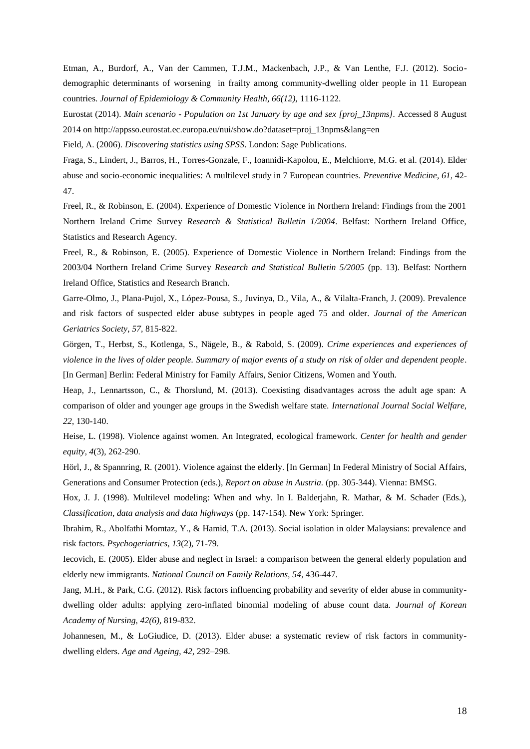Etman, A., Burdorf, A., Van der Cammen, T.J.M., Mackenbach, J.P., & Van Lenthe, F.J. (2012). Socio-demographic determinants of worsening in frailty among community-dwelling older people in 11 European countries. *Journal of Epidemiology & Community Health, 66(12)*, 1116-1122.

Eurostat (2014). *Main scenario - Population on 1st January by age and sex [proj_13npms]*. Accessed 8 August 2014 on http://appsso.eurostat.ec.europa.eu/nui/show.do?dataset=proj_13npms&lang=en

Field, A. (2006). *Discovering statistics using SPSS*. London: Sage Publications.

Fraga, S., Lindert, J., Barros, H., Torres-Gonzale, F., Ioannidi-Kapolou, E., Melchiorre, M.G. et al. (2014). Elder abuse and socio-economic inequalities: A multilevel study in 7 European countries. *Preventive Medicine, 61*, 42-47.

Freel, R., & Robinson, E. (2004). Experience of Domestic Violence in Northern Ireland: Findings from the 2001 Northern Ireland Crime Survey *Research & Statistical Bulletin 1/2004*. Belfast: Northern Ireland Office, Statistics and Research Agency.

Freel, R., & Robinson, E. (2005). Experience of Domestic Violence in Northern Ireland: Findings from the 2003/04 Northern Ireland Crime Survey *Research and Statistical Bulletin 5/2005* (pp. 13). Belfast: Northern Ireland Office, Statistics and Research Branch.

Garre-Olmo, J., Plana-Pujol, X., López-Pousa, S., Juvinya, D., Vila, A., & Vilalta-Franch, J. (2009). Prevalence and risk factors of suspected elder abuse subtypes in people aged 75 and older. *Journal of the American Geriatrics Society*, *57*, 815-822.

Görgen, T., Herbst, S., Kotlenga, S., Nägele, B., & Rabold, S. (2009). *Crime experiences and experiences of violence in the lives of older people. Summary of major events of a study on risk of older and dependent people*. [In German] Berlin: Federal Ministry for Family Affairs, Senior Citizens, Women and Youth.

Heap, J., Lennartsson, C., & Thorslund, M. (2013). Coexisting disadvantages across the adult age span: A comparison of older and younger age groups in the Swedish welfare state. *International Journal Social Welfare, 22*, 130-140.

Heise, L. (1998). Violence against women. An Integrated, ecological framework. *Center for health and gender equity, 4*(3), 262-290.

Hörl, J., & Spannring, R. (2001). Violence against the elderly. [In German] In Federal Ministry of Social Affairs, Generations and Consumer Protection (eds.), *Report on abuse in Austria.* (pp. 305-344). Vienna: BMSG.

Hox, J. J. (1998). Multilevel modeling: When and why. In I. Balderjahn, R. Mathar, & M. Schader (Eds.), *Classification, data analysis and data highways* (pp. 147-154). New York: Springer.

Ibrahim, R., Abolfathi Momtaz, Y., & Hamid, T.A. (2013). Social isolation in older Malaysians: prevalence and risk factors. *Psychogeriatrics*, *13*(2), 71-79.

Iecovich, E. (2005). Elder abuse and neglect in Israel: a comparison between the general elderly population and elderly new immigrants. *National Council on Family Relations, 54*, 436-447.

Jang, M.H., & Park, C.G. (2012). Risk factors influencing probability and severity of elder abuse in community-dwelling older adults: applying zero-inflated binomial modeling of abuse count data. *Journal of Korean Academy of Nursing, 42(6)*, 819-832.

Johannesen, M., & LoGiudice, D. (2013). Elder abuse: a systematic review of risk factors in community-dwelling elders. *Age and Ageing*, *42*, 292–298.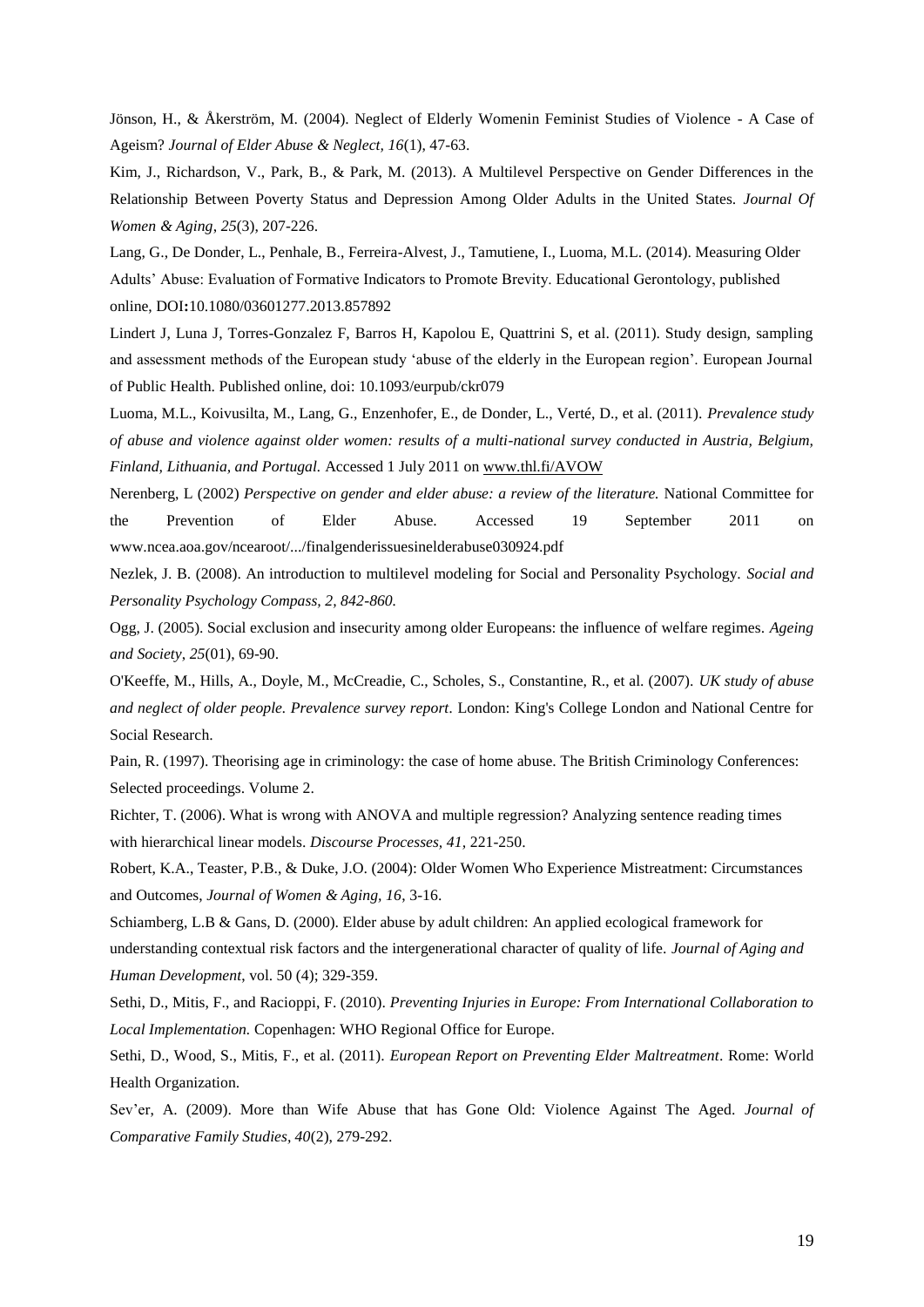Jönson, H., & Åkerström, M. (2004). Neglect of Elderly Womenin Feminist Studies of Violence - A Case of Ageism? *Journal of Elder Abuse & Neglect, 16*(1), 47-63.

Kim, J., Richardson, V., Park, B., & Park, M. (2013). A Multilevel Perspective on Gender Differences in the Relationship Between Poverty Status and Depression Among Older Adults in the United States. *Journal Of Women & Aging*, *25*(3), 207-226.

Lang, G., De Donder, L., Penhale, B., Ferreira-Alvest, J., Tamutiene, I., Luoma, M.L. (2014). Measuring Older Adults' Abuse: Evaluation of Formative Indicators to Promote Brevity. Educational Gerontology, published online, DOI**:**10.1080/03601277.2013.857892

Lindert J, Luna J, Torres-Gonzalez F, Barros H, Kapolou E, Quattrini S, et al. (2011). Study design, sampling and assessment methods of the European study 'abuse of the elderly in the European region'. European Journal of Public Health. Published online, doi: 10.1093/eurpub/ckr079

Luoma, M.L., Koivusilta, M., Lang, G., Enzenhofer, E., de Donder, L., Verté, D., et al. (2011). *Prevalence study of abuse and violence against older women: results of a multi-national survey conducted in Austria, Belgium, Finland, Lithuania, and Portugal.* Accessed 1 July 2011 on www.thl.fi/AVOW

Nerenberg, L (2002) *Perspective on gender and elder abuse: a review of the literature.* National Committee for the Prevention of Elder Abuse. Accessed 19 September 2011 on www.ncea.aoa.gov/ncearoot/.../finalgenderissuesinelderabuse030924.pdf

Nezlek, J. B. (2008). An introduction to multilevel modeling for Social and Personality Psychology. *Social and Personality Psychology Compass, 2, 842-860.*

Ogg, J. (2005). Social exclusion and insecurity among older Europeans: the influence of welfare regimes. *Ageing and Society*, *25*(01), 69-90.

O'Keeffe, M., Hills, A., Doyle, M., McCreadie, C., Scholes, S., Constantine, R., et al. (2007). *UK study of abuse and neglect of older people. Prevalence survey report*. London: King's College London and National Centre for Social Research.

Pain, R. (1997). Theorising age in criminology: the case of home abuse. The British Criminology Conferences: Selected proceedings. Volume 2.

Richter, T. (2006). What is wrong with ANOVA and multiple regression? Analyzing sentence reading times with hierarchical linear models. *Discourse Processes, 41*, 221-250.

Robert, K.A., Teaster, P.B., & Duke, J.O. (2004): Older Women Who Experience Mistreatment: Circumstances and Outcomes, *Journal of Women & Aging, 16*, 3-16.

Schiamberg, L.B & Gans, D. (2000). Elder abuse by adult children: An applied ecological framework for understanding contextual risk factors and the intergenerational character of quality of life. *Journal of Aging and Human Development*, vol. 50 (4); 329-359.

Sethi, D., Mitis, F., and Racioppi, F. (2010). *Preventing Injuries in Europe: From International Collaboration to Local Implementation.* Copenhagen: WHO Regional Office for Europe.

Sethi, D., Wood, S., Mitis, F., et al. (2011). *European Report on Preventing Elder Maltreatment*. Rome: World Health Organization.

Sev'er, A. (2009). More than Wife Abuse that has Gone Old: Violence Against The Aged. *Journal of Comparative Family Studies*, *40*(2), 279-292.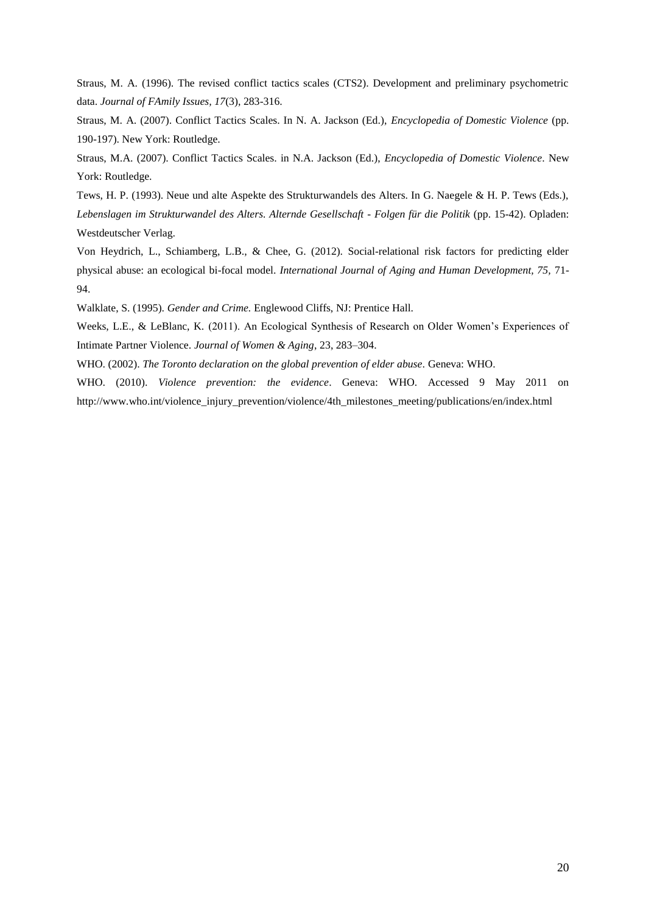Straus, M. A. (1996). The revised conflict tactics scales (CTS2). Development and preliminary psychometric data. *Journal of FAmily Issues, 17*(3), 283-316.

Straus, M. A. (2007). Conflict Tactics Scales. In N. A. Jackson (Ed.), *Encyclopedia of Domestic Violence* (pp. 190-197). New York: Routledge.

Straus, M.A. (2007). Conflict Tactics Scales. in N.A. Jackson (Ed.), *Encyclopedia of Domestic Violence*. New York: Routledge.

Tews, H. P. (1993). Neue und alte Aspekte des Strukturwandels des Alters. In G. Naegele & H. P. Tews (Eds.), *Lebenslagen im Strukturwandel des Alters. Alternde Gesellschaft - Folgen für die Politik* (pp. 15-42). Opladen: Westdeutscher Verlag.

Von Heydrich, L., Schiamberg, L.B., & Chee, G. (2012). Social-relational risk factors for predicting elder physical abuse: an ecological bi-focal model. *International Journal of Aging and Human Development, 75,* 71-94.

Walklate, S. (1995). *Gender and Crime.* Englewood Cliffs, NJ: Prentice Hall.

Weeks, L.E., & LeBlanc, K. (2011). An Ecological Synthesis of Research on Older Women's Experiences of Intimate Partner Violence. *Journal of Women & Aging*, 23, 283–304.

WHO. (2002). *The Toronto declaration on the global prevention of elder abuse*. Geneva: WHO.

WHO. (2010). *Violence prevention: the evidence*. Geneva: WHO. Accessed 9 May 2011 on http://www.who.int/violence_injury_prevention/violence/4th_milestones_meeting/publications/en/index.html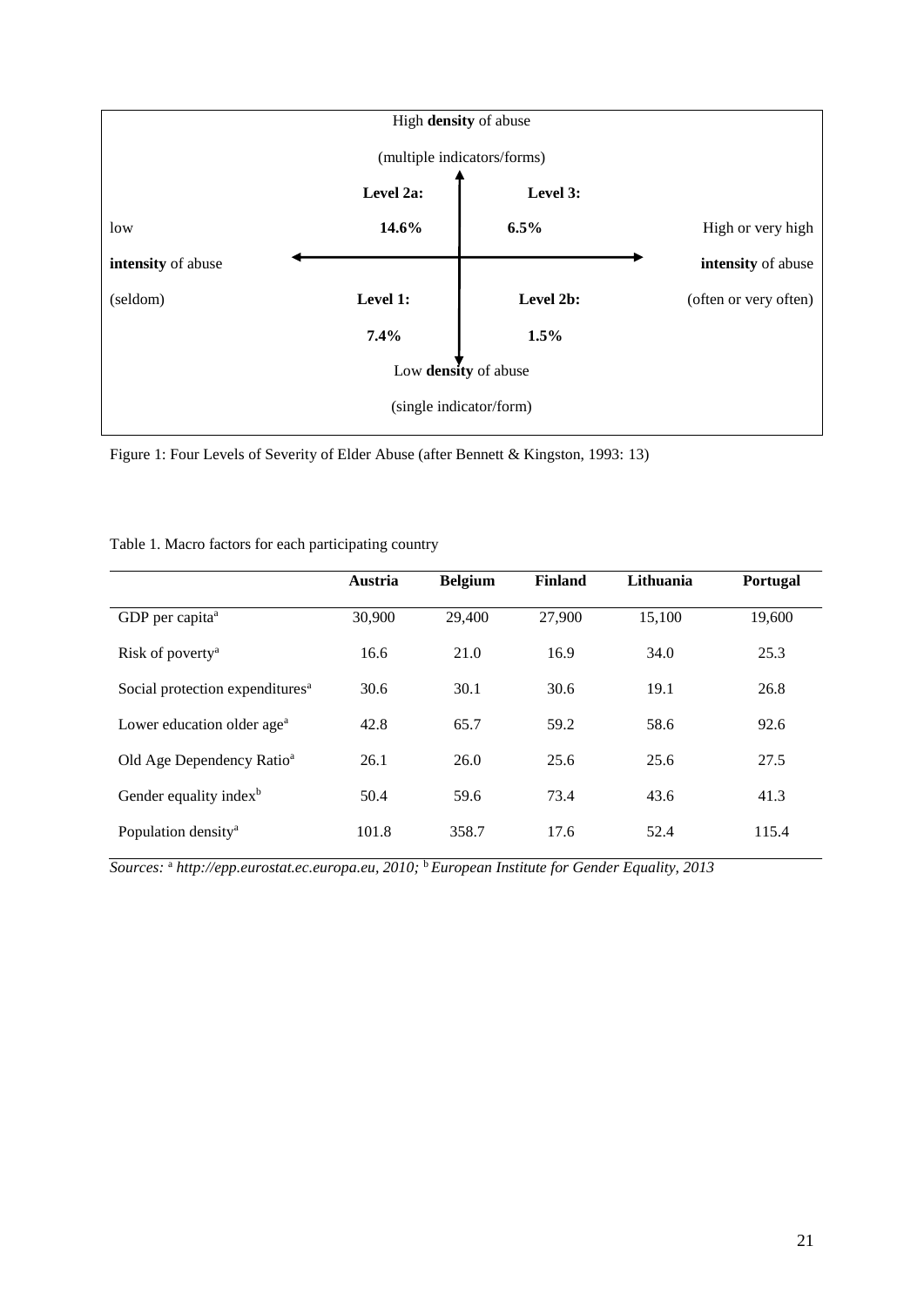High **density** of abuse

(multiple indicators/forms)

| | | | |
|---|---|---|---|
| low **intensity** of abuse (seldom) | **Level 2a:** **14.6%** | **Level 3:** **6.5%** | High or very high **intensity** of abuse (often or very often) |
| | **Level 1:** **7.4%** | **Level 2b:** **1.5%** | |

Low **density** of abuse

(single indicator/form)

Figure 1: Four Levels of Severity of Elder Abuse (after Bennett & Kingston, 1993: 13)

Table 1. Macro factors for each participating country

| | Austria | Belgium | Finland | Lithuania | Portugal |
|---|---|---|---|---|---|
| GDP per capita[a] | 30,900 | 29,400 | 27,900 | 15,100 | 19,600 |
| Risk of poverty[a] | 16.6 | 21.0 | 16.9 | 34.0 | 25.3 |
| Social protection expenditures[a] | 30.6 | 30.1 | 30.6 | 19.1 | 26.8 |
| Lower education older age[a] | 42.8 | 65.7 | 59.2 | 58.6 | 92.6 |
| Old Age Dependency Ratio[a] | 26.1 | 26.0 | 25.6 | 25.6 | 27.5 |
| Gender equality index[b] | 50.4 | 59.6 | 73.4 | 43.6 | 41.3 |
| Population density[a] | 101.8 | 358.7 | 17.6 | 52.4 | 115.4 |

*Sources:* [a] *http://epp.eurostat.ec.europa.eu, 2010;* [b] *European Institute for Gender Equality, 2013*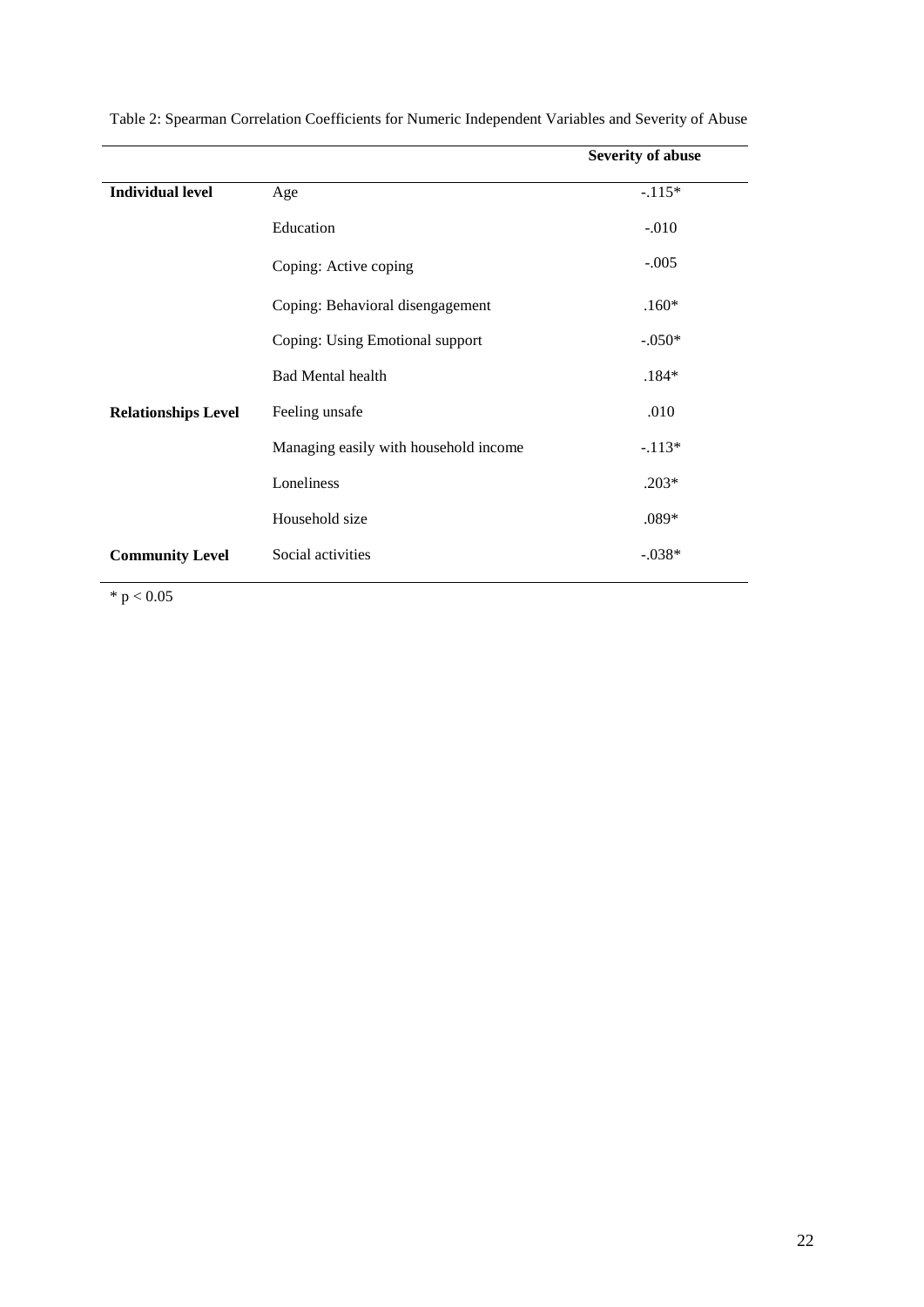Table 2: Spearman Correlation Coefficients for Numeric Independent Variables and Severity of Abuse

| | | **Severity of abuse** |
|---|---|---|
| **Individual level** | Age | -.115* |
| | Education | -.010 |
| | Coping: Active coping | -.005 |
| | Coping: Behavioral disengagement | .160* |
| | Coping: Using Emotional support | -.050* |
| | Bad Mental health | .184* |
| **Relationships Level** | Feeling unsafe | .010 |
| | Managing easily with household income | -.113* |
| | Loneliness | .203* |
| | Household size | .089* |
| **Community Level** | Social activities | -.038* |

* $p < 0.05$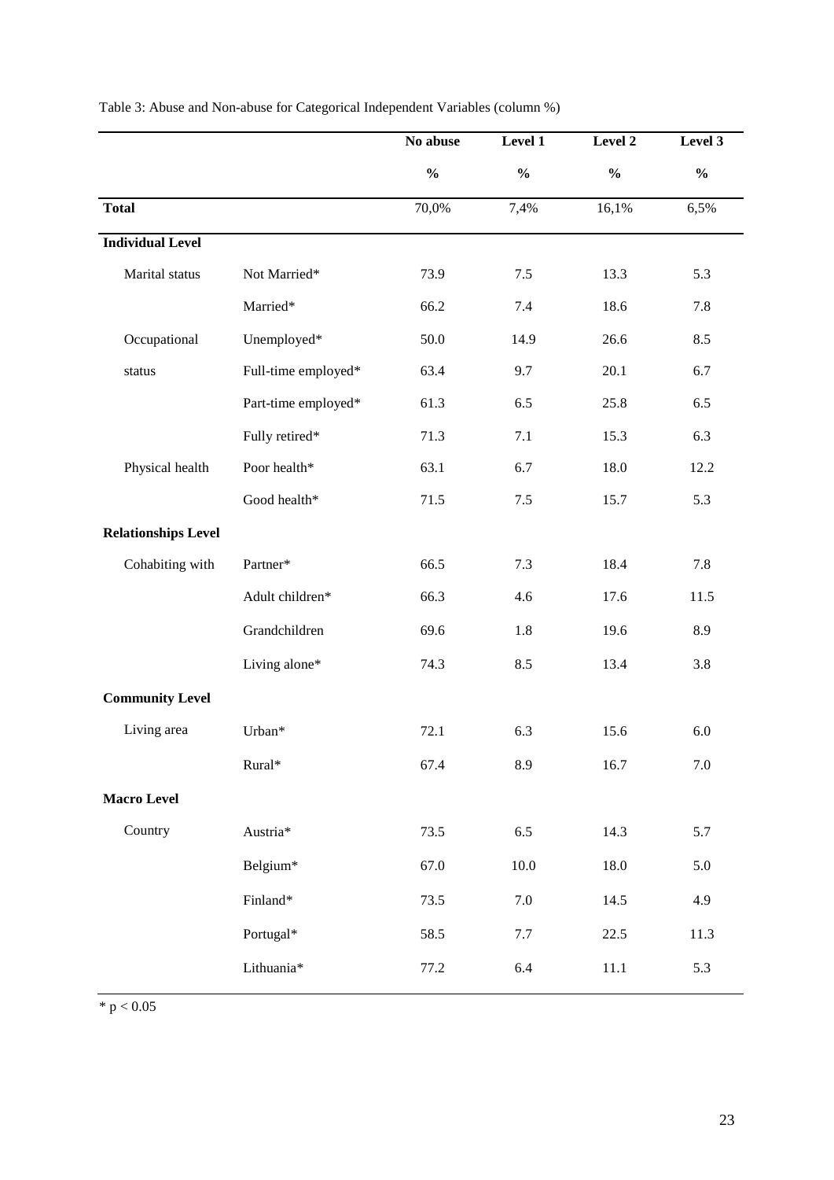Table 3: Abuse and Non-abuse for Categorical Independent Variables (column %)

| | | No abuse | Level 1 | Level 2 | Level 3 |
|---|---|---|---|---|---|
| | | % | % | % | % |
| **Total** | | 70,0% | 7,4% | 16,1% | 6,5% |
| **Individual Level** | | | | | |
| Marital status | Not Married* | 73.9 | 7.5 | 13.3 | 5.3 |
| | Married* | 66.2 | 7.4 | 18.6 | 7.8 |
| Occupational status | Unemployed* | 50.0 | 14.9 | 26.6 | 8.5 |
| | Full-time employed* | 63.4 | 9.7 | 20.1 | 6.7 |
| | Part-time employed* | 61.3 | 6.5 | 25.8 | 6.5 |
| | Fully retired* | 71.3 | 7.1 | 15.3 | 6.3 |
| Physical health | Poor health* | 63.1 | 6.7 | 18.0 | 12.2 |
| | Good health* | 71.5 | 7.5 | 15.7 | 5.3 |
| **Relationships Level** | | | | | |
| Cohabiting with | Partner* | 66.5 | 7.3 | 18.4 | 7.8 |
| | Adult children* | 66.3 | 4.6 | 17.6 | 11.5 |
| | Grandchildren | 69.6 | 1.8 | 19.6 | 8.9 |
| | Living alone* | 74.3 | 8.5 | 13.4 | 3.8 |
| **Community Level** | | | | | |
| Living area | Urban* | 72.1 | 6.3 | 15.6 | 6.0 |
| | Rural* | 67.4 | 8.9 | 16.7 | 7.0 |
| **Macro Level** | | | | | |
| Country | Austria* | 73.5 | 6.5 | 14.3 | 5.7 |
| | Belgium* | 67.0 | 10.0 | 18.0 | 5.0 |
| | Finland* | 73.5 | 7.0 | 14.5 | 4.9 |
| | Portugal* | 58.5 | 7.7 | 22.5 | 11.3 |
| | Lithuania* | 77.2 | 6.4 | 11.1 | 5.3 |

* $p < 0.05$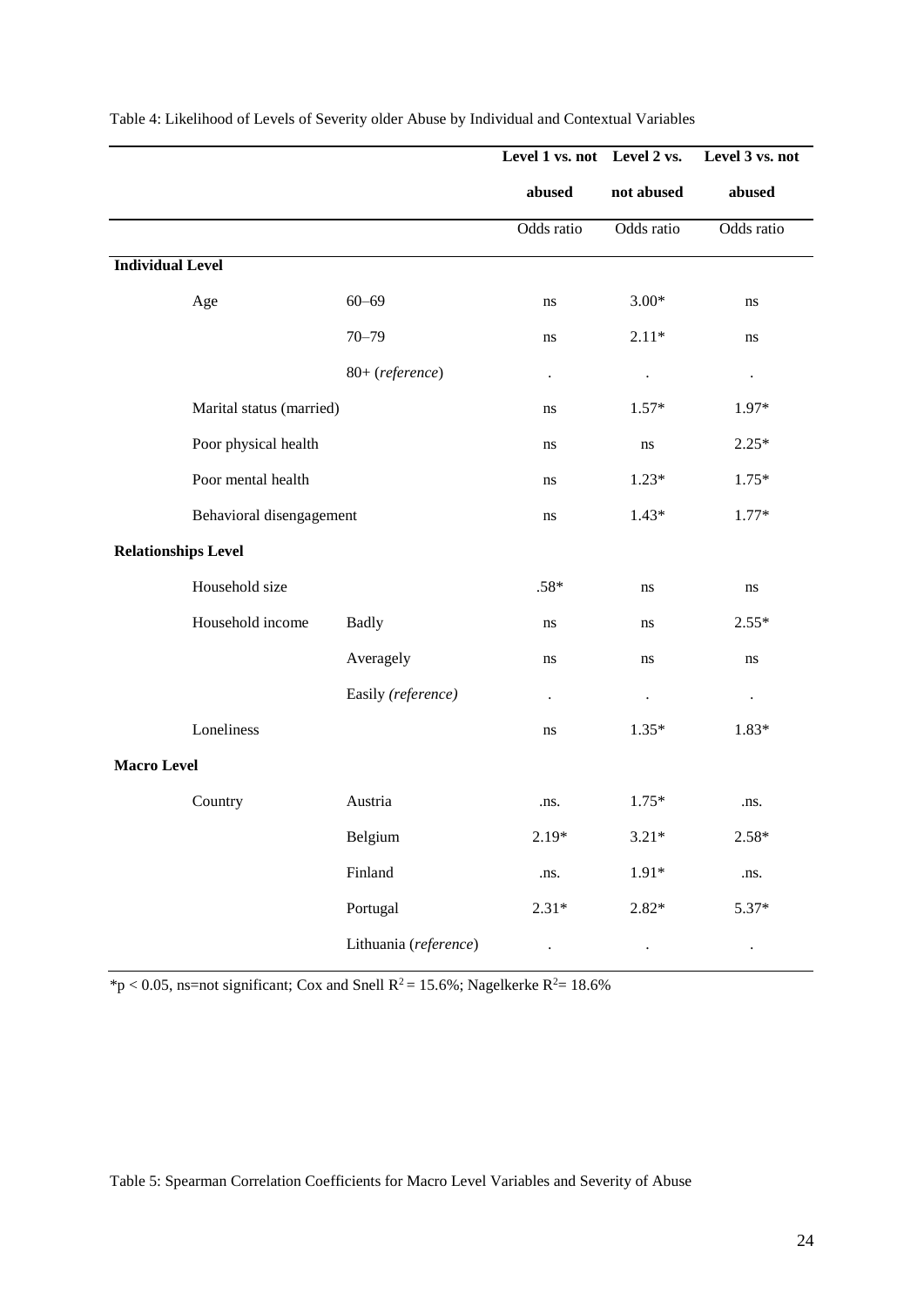Table 4: Likelihood of Levels of Severity older Abuse by Individual and Contextual Variables

| | | Level 1 vs. not abused | Level 2 vs. not abused | Level 3 vs. not abused |
|---|---|---|---|---|
| | | Odds ratio | Odds ratio | Odds ratio |
| **Individual Level** | | | | |
| Age | 60–69 | ns | 3.00* | ns |
| | 70–79 | ns | 2.11* | ns |
| | 80+ (*reference*) | . | . | . |
| Marital status (married) | | ns | 1.57* | 1.97* |
| Poor physical health | | ns | ns | 2.25* |
| Poor mental health | | ns | 1.23* | 1.75* |
| Behavioral disengagement | | ns | 1.43* | 1.77* |
| **Relationships Level** | | | | |
| Household size | | .58* | ns | ns |
| Household income | Badly | ns | ns | 2.55* |
| | Averagely | ns | ns | ns |
| | Easily (*reference)* | . | . | . |
| Loneliness | | ns | 1.35* | 1.83* |
| **Macro Level** | | | | |
| Country | Austria | .ns. | 1.75* | .ns. |
| | Belgium | 2.19* | 3.21* | 2.58* |
| | Finland | .ns. | 1.91* | .ns. |
| | Portugal | 2.31* | 2.82* | 5.37* |
| | Lithuania (*reference*) | . | . | . |

*$p < 0.05$, ns=not significant; Cox and Snell $R^2 = 15.6\%$; Nagelkerke $R^2 = 18.6\%$

Table 5: Spearman Correlation Coefficients for Macro Level Variables and Severity of Abuse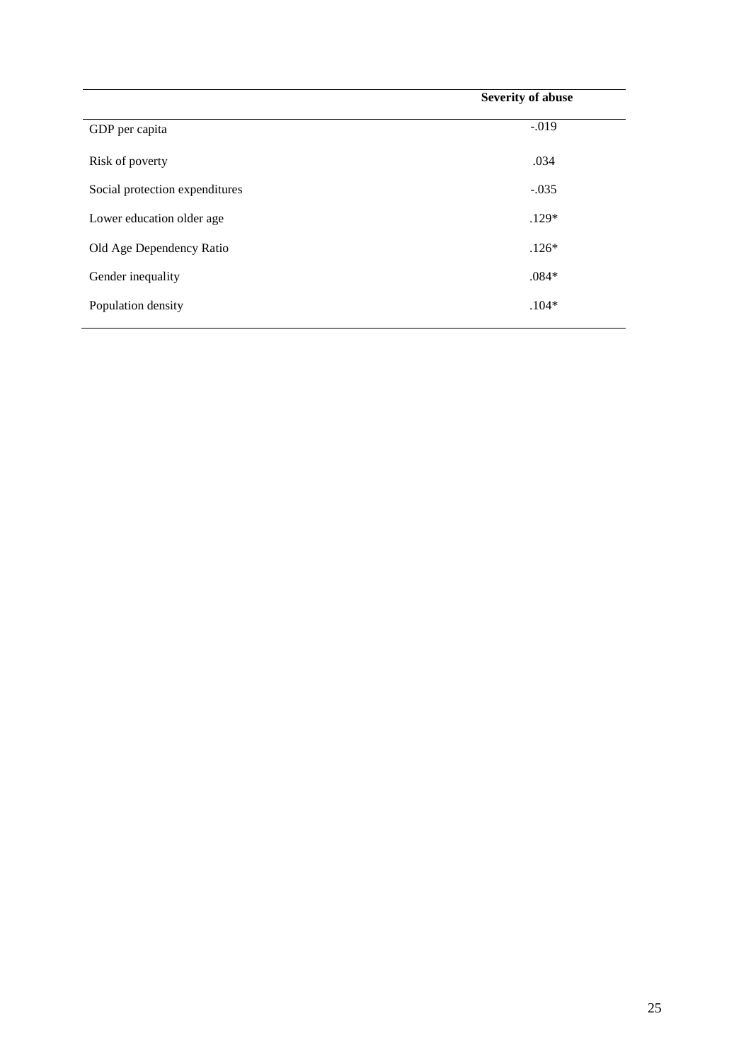| | Severity of abuse |
|---|---|
| GDP per capita | -.019 |
| Risk of poverty | .034 |
| Social protection expenditures | -.035 |
| Lower education older age | .129* |
| Old Age Dependency Ratio | .126* |
| Gender inequality | .084* |
| Population density | .104* |